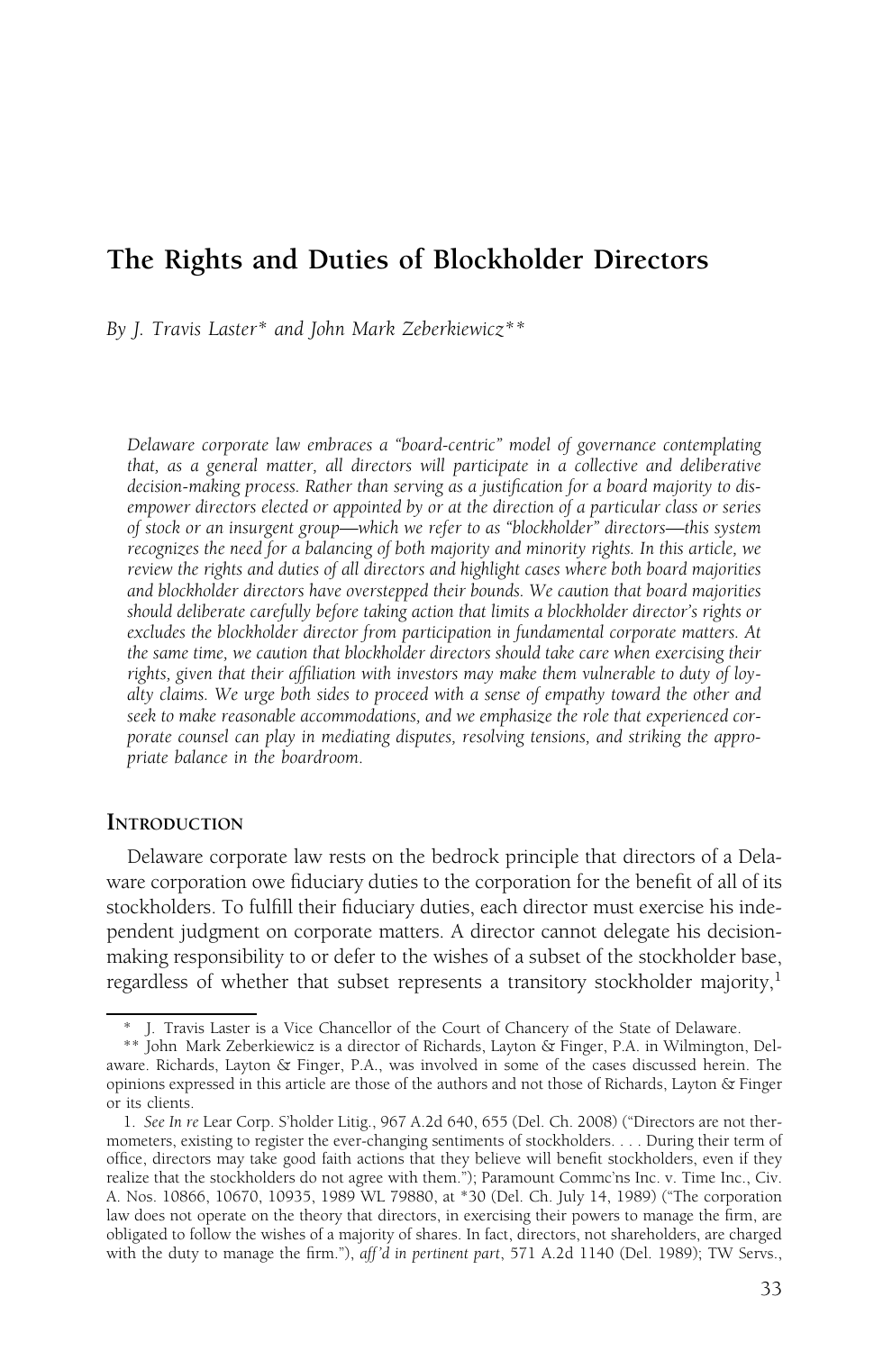# The Rights and Duties of Blockholder Directors

*By J. Travis Laster\* and John Mark Zeberkiewicz\*\**

*Delaware corporate law embraces a "board-centric" model of governance contemplating that, as a general matter, all directors will participate in a collective and deliberative decision-making process. Rather than serving as a justification for a board majority to disempower directors elected or appointed by or at the direction of a particular class or series of stock or an insurgent group—which we refer to as "blockholder" directors—this system recognizes the need for a balancing of both majority and minority rights. In this article, we review the rights and duties of all directors and highlight cases where both board majorities and blockholder directors have overstepped their bounds. We caution that board majorities should deliberate carefully before taking action that limits a blockholder director's rights or excludes the blockholder director from participation in fundamental corporate matters. At the same time, we caution that blockholder directors should take care when exercising their rights, given that their affiliation with investors may make them vulnerable to duty of loyalty claims. We urge both sides to proceed with a sense of empathy toward the other and seek to make reasonable accommodations, and we emphasize the role that experienced corporate counsel can play in mediating disputes, resolving tensions, and striking the appropriate balance in the boardroom.*

## Introduction

Delaware corporate law rests on the bedrock principle that directors of a Delaware corporation owe fiduciary duties to the corporation for the benefit of all of its stockholders. To fulfill their fiduciary duties, each director must exercise his independent judgment on corporate matters. A director cannot delegate his decision-making responsibility to or defer to the wishes of a subset of the stockholder base, regardless of whether that subset represents a transitory stockholder majority,[1]

---

\* J. Travis Laster is a Vice Chancellor of the Court of Chancery of the State of Delaware.

\*\* John Mark Zeberkiewicz is a director of Richards, Layton & Finger, P.A. in Wilmington, Delaware. Richards, Layton & Finger, P.A., was involved in some of the cases discussed herein. The opinions expressed in this article are those of the authors and not those of Richards, Layton & Finger or its clients.

1. *See In re* Lear Corp. S'holder Litig., 967 A.2d 640, 655 (Del. Ch. 2008) ("Directors are not thermometers, existing to register the ever-changing sentiments of stockholders. . . . During their term of office, directors may take good faith actions that they believe will benefit stockholders, even if they realize that the stockholders do not agree with them."); Paramount Commc'ns Inc. v. Time Inc., Civ. A. Nos. 10866, 10670, 10935, 1989 WL 79880, at \*30 (Del. Ch. July 14, 1989) ("The corporation law does not operate on the theory that directors, in exercising their powers to manage the firm, are obligated to follow the wishes of a majority of shares. In fact, directors, not shareholders, are charged with the duty to manage the firm."), *aff'd in pertinent part*, 571 A.2d 1140 (Del. 1989); TW Servs.,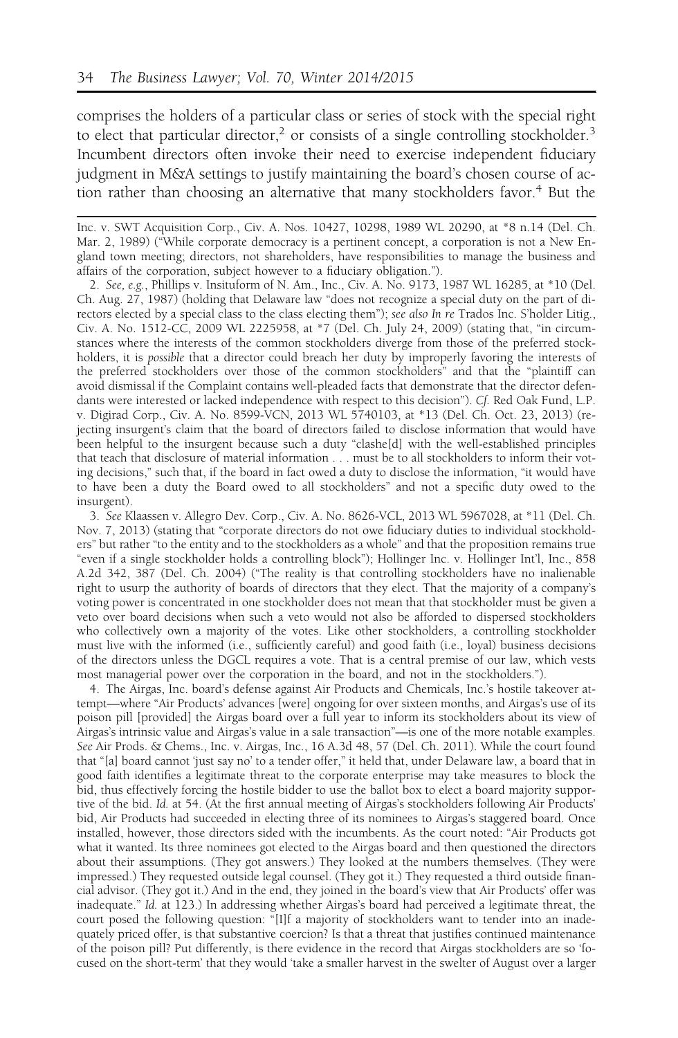comprises the holders of a particular class or series of stock with the special right to elect that particular director,[2] or consists of a single controlling stockholder.[3] Incumbent directors often invoke their need to exercise independent fiduciary judgment in M&A settings to justify maintaining the board's chosen course of action rather than choosing an alternative that many stockholders favor.[4] But the

Inc. v. SWT Acquisition Corp., Civ. A. Nos. 10427, 10298, 1989 WL 20290, at *8 n.14 (Del. Ch. Mar. 2, 1989) ("While corporate democracy is a pertinent concept, a corporation is not a New England town meeting; directors, not shareholders, have responsibilities to manage the business and affairs of the corporation, subject however to a fiduciary obligation.").

2. *See, e.g.*, Phillips v. Insituform of N. Am., Inc., Civ. A. No. 9173, 1987 WL 16285, at *10 (Del. Ch. Aug. 27, 1987) (holding that Delaware law "does not recognize a special duty on the part of directors elected by a special class to the class electing them"); *see also In re* Trados Inc. S'holder Litig., Civ. A. No. 1512-CC, 2009 WL 2225958, at *7 (Del. Ch. July 24, 2009) (stating that, "in circumstances where the interests of the common stockholders diverge from those of the preferred stockholders, it is *possible* that a director could breach her duty by improperly favoring the interests of the preferred stockholders over those of the common stockholders" and that the "plaintiff can avoid dismissal if the Complaint contains well-pleaded facts that demonstrate that the director defendants were interested or lacked independence with respect to this decision"). *Cf.* Red Oak Fund, L.P. v. Digirad Corp., Civ. A. No. 8599-VCN, 2013 WL 5740103, at *13 (Del. Ch. Oct. 23, 2013) (rejecting insurgent's claim that the board of directors failed to disclose information that would have been helpful to the insurgent because such a duty "clashe[d] with the well-established principles that teach that disclosure of material information . . . must be to all stockholders to inform their voting decisions," such that, if the board in fact owed a duty to disclose the information, "it would have to have been a duty the Board owed to all stockholders" and not a specific duty owed to the insurgent).

3. *See* Klaassen v. Allegro Dev. Corp., Civ. A. No. 8626-VCL, 2013 WL 5967028, at *11 (Del. Ch. Nov. 7, 2013) (stating that "corporate directors do not owe fiduciary duties to individual stockholders" but rather "to the entity and to the stockholders as a whole" and that the proposition remains true "even if a single stockholder holds a controlling block"); Hollinger Inc. v. Hollinger Int'l, Inc., 858 A.2d 342, 387 (Del. Ch. 2004) ("The reality is that controlling stockholders have no inalienable right to usurp the authority of boards of directors that they elect. That the majority of a company's voting power is concentrated in one stockholder does not mean that that stockholder must be given a veto over board decisions when such a veto would not also be afforded to dispersed stockholders who collectively own a majority of the votes. Like other stockholders, a controlling stockholder must live with the informed (i.e., sufficiently careful) and good faith (i.e., loyal) business decisions of the directors unless the DGCL requires a vote. That is a central premise of our law, which vests most managerial power over the corporation in the board, and not in the stockholders.").

4. The Airgas, Inc. board's defense against Air Products and Chemicals, Inc.'s hostile takeover attempt—where "Air Products' advances [were] ongoing for over sixteen months, and Airgas's use of its poison pill [provided] the Airgas board over a full year to inform its stockholders about its view of Airgas's intrinsic value and Airgas's value in a sale transaction"—is one of the more notable examples. *See* Air Prods. & Chems., Inc. v. Airgas, Inc., 16 A.3d 48, 57 (Del. Ch. 2011). While the court found that "[a] board cannot 'just say no' to a tender offer," it held that, under Delaware law, a board that in good faith identifies a legitimate threat to the corporate enterprise may take measures to block the bid, thus effectively forcing the hostile bidder to use the ballot box to elect a board majority supportive of the bid. *Id.* at 54. (At the first annual meeting of Airgas's stockholders following Air Products' bid, Air Products had succeeded in electing three of its nominees to Airgas's staggered board. Once installed, however, those directors sided with the incumbents. As the court noted: "Air Products got what it wanted. Its three nominees got elected to the Airgas board and then questioned the directors about their assumptions. (They got answers.) They looked at the numbers themselves. (They were impressed.) They requested outside legal counsel. (They got it.) They requested a third outside financial advisor. (They got it.) And in the end, they joined in the board's view that Air Products' offer was inadequate." *Id.* at 123.) In addressing whether Airgas's board had perceived a legitimate threat, the court posed the following question: "[I]f a majority of stockholders want to tender into an inadequately priced offer, is that substantive coercion? Is that a threat that justifies continued maintenance of the poison pill? Put differently, is there evidence in the record that Airgas stockholders are so 'focused on the short-term' that they would 'take a smaller harvest in the swelter of August over a larger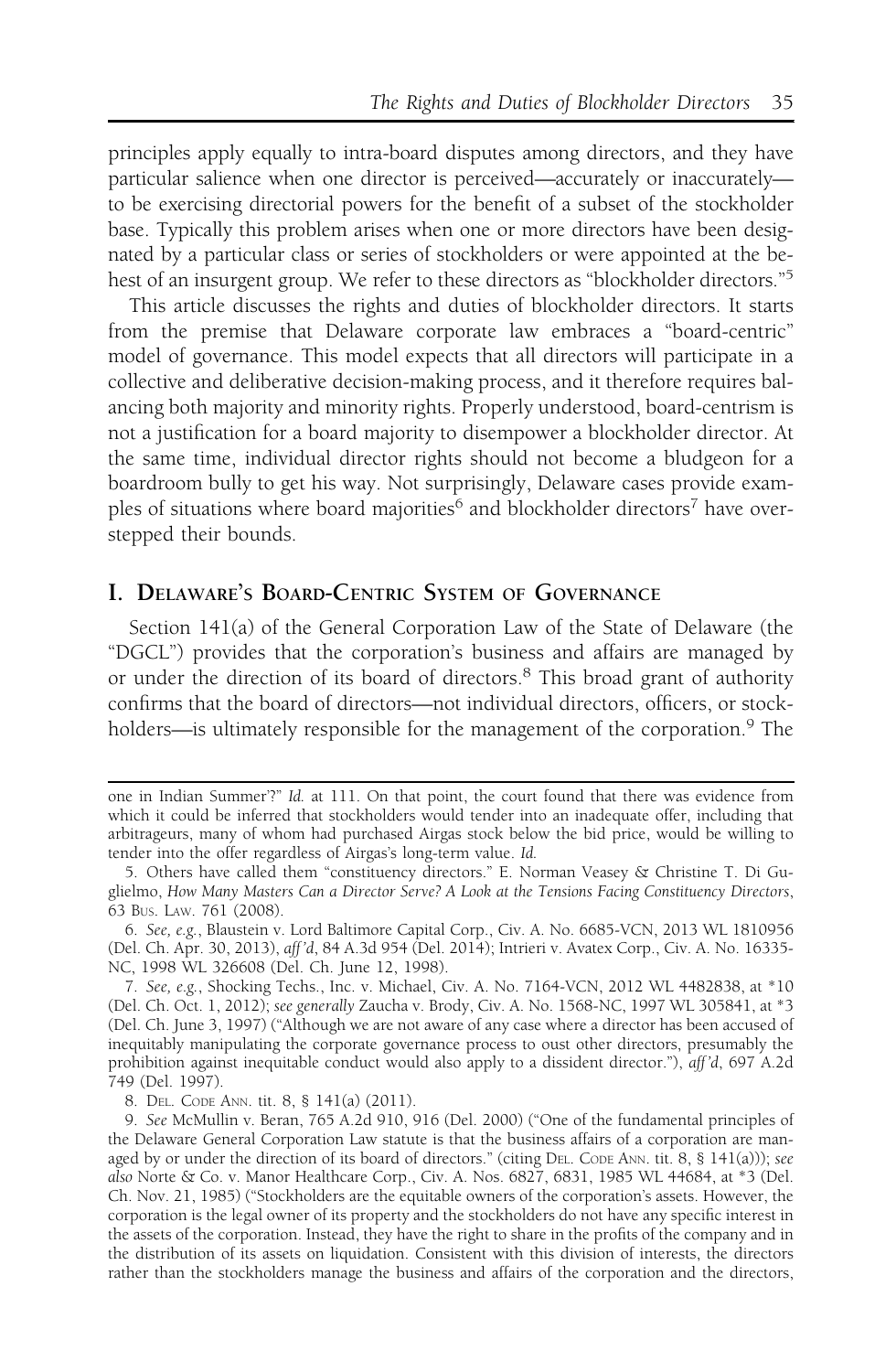principles apply equally to intra-board disputes among directors, and they have particular salience when one director is perceived—accurately or inaccurately—to be exercising directorial powers for the benefit of a subset of the stockholder base. Typically this problem arises when one or more directors have been designated by a particular class or series of stockholders or were appointed at the behest of an insurgent group. We refer to these directors as "blockholder directors."[5]

This article discusses the rights and duties of blockholder directors. It starts from the premise that Delaware corporate law embraces a "board-centric" model of governance. This model expects that all directors will participate in a collective and deliberative decision-making process, and it therefore requires balancing both majority and minority rights. Properly understood, board-centrism is not a justification for a board majority to disempower a blockholder director. At the same time, individual director rights should not become a bludgeon for a boardroom bully to get his way. Not surprisingly, Delaware cases provide examples of situations where board majorities[6] and blockholder directors[7] have overstepped their bounds.

## I. Delaware's Board-Centric System of Governance

Section 141(a) of the General Corporation Law of the State of Delaware (the "DGCL") provides that the corporation's business and affairs are managed by or under the direction of its board of directors.[8] This broad grant of authority confirms that the board of directors—not individual directors, officers, or stockholders—is ultimately responsible for the management of the corporation.[9] The

---

one in Indian Summer'?" *Id.* at 111. On that point, the court found that there was evidence from which it could be inferred that stockholders would tender into an inadequate offer, including that arbitrageurs, many of whom had purchased Airgas stock below the bid price, would be willing to tender into the offer regardless of Airgas's long-term value. *Id.*

5. Others have called them "constituency directors." E. Norman Veasey & Christine T. Di Guglielmo, *How Many Masters Can a Director Serve? A Look at the Tensions Facing Constituency Directors*, 63 Bus. Law. 761 (2008).

6. *See, e.g.*, Blaustein v. Lord Baltimore Capital Corp., Civ. A. No. 6685-VCN, 2013 WL 1810956 (Del. Ch. Apr. 30, 2013), *aff'd*, 84 A.3d 954 (Del. 2014); Intrieri v. Avatex Corp., Civ. A. No. 16335-NC, 1998 WL 326608 (Del. Ch. June 12, 1998).

7. *See, e.g.*, Shocking Techs., Inc. v. Michael, Civ. A. No. 7164-VCN, 2012 WL 4482838, at *10 (Del. Ch. Oct. 1, 2012); *see generally* Zaucha v. Brody, Civ. A. No. 1568-NC, 1997 WL 305841, at *3 (Del. Ch. June 3, 1997) ("Although we are not aware of any case where a director has been accused of inequitably manipulating the corporate governance process to oust other directors, presumably the prohibition against inequitable conduct would also apply to a dissident director."), *aff'd*, 697 A.2d 749 (Del. 1997).

8. Del. Code Ann. tit. 8, § 141(a) (2011).

9. *See* McMullin v. Beran, 765 A.2d 910, 916 (Del. 2000) ("One of the fundamental principles of the Delaware General Corporation Law statute is that the business affairs of a corporation are managed by or under the direction of its board of directors." (citing Del. Code Ann. tit. 8, § 141(a))); *see also* Norte & Co. v. Manor Healthcare Corp., Civ. A. Nos. 6827, 6831, 1985 WL 44684, at *3 (Del. Ch. Nov. 21, 1985) ("Stockholders are the equitable owners of the corporation's assets. However, the corporation is the legal owner of its property and the stockholders do not have any specific interest in the assets of the corporation. Instead, they have the right to share in the profits of the company and in the distribution of its assets on liquidation. Consistent with this division of interests, the directors rather than the stockholders manage the business and affairs of the corporation and the directors,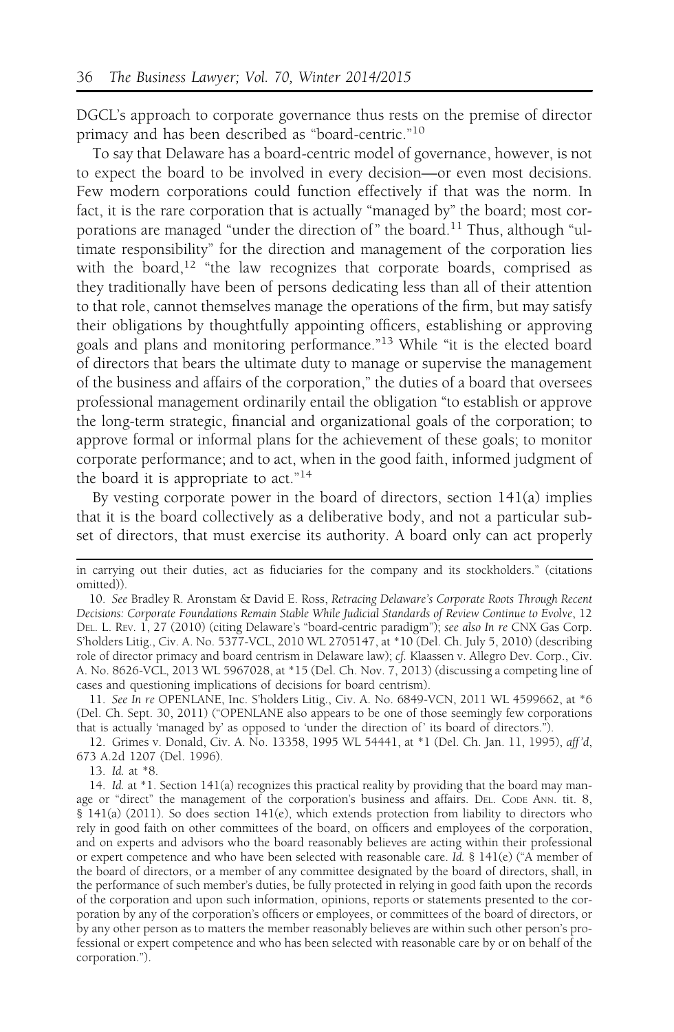DGCL's approach to corporate governance thus rests on the premise of director primacy and has been described as "board-centric."[10]

To say that Delaware has a board-centric model of governance, however, is not to expect the board to be involved in every decision—or even most decisions. Few modern corporations could function effectively if that was the norm. In fact, it is the rare corporation that is actually "managed by" the board; most corporations are managed "under the direction of" the board.[11] Thus, although "ultimate responsibility" for the direction and management of the corporation lies with the board,[12] "the law recognizes that corporate boards, comprised as they traditionally have been of persons dedicating less than all of their attention to that role, cannot themselves manage the operations of the firm, but may satisfy their obligations by thoughtfully appointing officers, establishing or approving goals and plans and monitoring performance."[13] While "it is the elected board of directors that bears the ultimate duty to manage or supervise the management of the business and affairs of the corporation," the duties of a board that oversees professional management ordinarily entail the obligation "to establish or approve the long-term strategic, financial and organizational goals of the corporation; to approve formal or informal plans for the achievement of these goals; to monitor corporate performance; and to act, when in the good faith, informed judgment of the board it is appropriate to act."[14]

By vesting corporate power in the board of directors, section 141(a) implies that it is the board collectively as a deliberative body, and not a particular subset of directors, that must exercise its authority. A board only can act properly

---

in carrying out their duties, act as fiduciaries for the company and its stockholders." (citations omitted)).

10. *See* Bradley R. Aronstam & David E. Ross, *Retracing Delaware's Corporate Roots Through Recent Decisions: Corporate Foundations Remain Stable While Judicial Standards of Review Continue to Evolve*, 12 Del. L. Rev. 1, 27 (2010) (citing Delaware's "board-centric paradigm"); *see also In re* CNX Gas Corp. S'holders Litig., Civ. A. No. 5377-VCL, 2010 WL 2705147, at *10 (Del. Ch. July 5, 2010) (describing role of director primacy and board centrism in Delaware law); *cf.* Klaassen v. Allegro Dev. Corp., Civ. A. No. 8626-VCL, 2013 WL 5967028, at *15 (Del. Ch. Nov. 7, 2013) (discussing a competing line of cases and questioning implications of decisions for board centrism).

11. *See In re* OPENLANE, Inc. S'holders Litig., Civ. A. No. 6849-VCN, 2011 WL 4599662, at *6 (Del. Ch. Sept. 30, 2011) ("OPENLANE also appears to be one of those seemingly few corporations that is actually 'managed by' as opposed to 'under the direction of' its board of directors.").

12. Grimes v. Donald, Civ. A. No. 13358, 1995 WL 54441, at *1 (Del. Ch. Jan. 11, 1995), *aff'd*, 673 A.2d 1207 (Del. 1996).

13. *Id.* at *8.

14. *Id.* at *1. Section 141(a) recognizes this practical reality by providing that the board may manage or "direct" the management of the corporation's business and affairs. Del. Code Ann. tit. 8, § 141(a) (2011). So does section 141(e), which extends protection from liability to directors who rely in good faith on other committees of the board, on officers and employees of the corporation, and on experts and advisors who the board reasonably believes are acting within their professional or expert competence and who have been selected with reasonable care. *Id.* § 141(e) ("A member of the board of directors, or a member of any committee designated by the board of directors, shall, in the performance of such member's duties, be fully protected in relying in good faith upon the records of the corporation and upon such information, opinions, reports or statements presented to the corporation by any of the corporation's officers or employees, or committees of the board of directors, or by any other person as to matters the member reasonably believes are within such other person's professional or expert competence and who has been selected with reasonable care by or on behalf of the corporation.").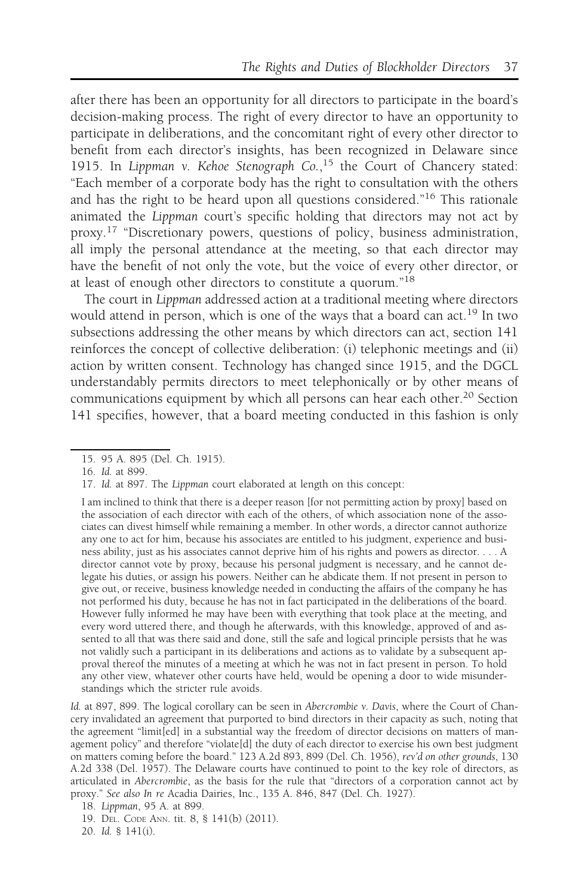after there has been an opportunity for all directors to participate in the board's decision-making process. The right of every director to have an opportunity to participate in deliberations, and the concomitant right of every other director to benefit from each director's insights, has been recognized in Delaware since 1915. In *Lippman v. Kehoe Stenograph Co.*,[15] the Court of Chancery stated: "Each member of a corporate body has the right to consultation with the others and has the right to be heard upon all questions considered."[16] This rationale animated the *Lippman* court's specific holding that directors may not act by proxy.[17] "Discretionary powers, questions of policy, business administration, all imply the personal attendance at the meeting, so that each director may have the benefit of not only the vote, but the voice of every other director, or at least of enough other directors to constitute a quorum."[18]

The court in *Lippman* addressed action at a traditional meeting where directors would attend in person, which is one of the ways that a board can act.[19] In two subsections addressing the other means by which directors can act, section 141 reinforces the concept of collective deliberation: (i) telephonic meetings and (ii) action by written consent. Technology has changed since 1915, and the DGCL understandably permits directors to meet telephonically or by other means of communications equipment by which all persons can hear each other.[20] Section 141 specifies, however, that a board meeting conducted in this fashion is only

---

15. 95 A. 895 (Del. Ch. 1915).

16. *Id.* at 899.

17. *Id.* at 897. The *Lippman* court elaborated at length on this concept:

> I am inclined to think that there is a deeper reason [for not permitting action by proxy] based on the association of each director with each of the others, of which association none of the associates can divest himself while remaining a member. In other words, a director cannot authorize any one to act for him, because his associates are entitled to his judgment, experience and business ability, just as his associates cannot deprive him of his rights and powers as director. . . . A director cannot vote by proxy, because his personal judgment is necessary, and he cannot delegate his duties, or assign his powers. Neither can he abdicate them. If not present in person to give out, or receive, business knowledge needed in conducting the affairs of the company he has not performed his duty, because he has not in fact participated in the deliberations of the board. However fully informed he may have been with everything that took place at the meeting, and every word uttered there, and though he afterwards, with this knowledge, approved of and assented to all that was there said and done, still the safe and logical principle persists that he was not validly such a participant in its deliberations and actions as to validate by a subsequent approval thereof the minutes of a meeting at which he was not in fact present in person. To hold any other view, whatever other courts have held, would be opening a door to wide misunderstandings which the stricter rule avoids.

*Id.* at 897, 899. The logical corollary can be seen in *Abercrombie v. Davis*, where the Court of Chancery invalidated an agreement that purported to bind directors in their capacity as such, noting that the agreement "limit[ed] in a substantial way the freedom of director decisions on matters of management policy" and therefore "violate[d] the duty of each director to exercise his own best judgment on matters coming before the board." 123 A.2d 893, 899 (Del. Ch. 1956), *rev'd on other grounds*, 130 A.2d 338 (Del. 1957). The Delaware courts have continued to point to the key role of directors, as articulated in *Abercrombie*, as the basis for the rule that "directors of a corporation cannot act by proxy." *See also In re* Acadia Dairies, Inc., 135 A. 846, 847 (Del. Ch. 1927).

18. *Lippman*, 95 A. at 899.

19. DEL. CODE ANN. tit. 8, § 141(b) (2011).

20. *Id.* § 141(i).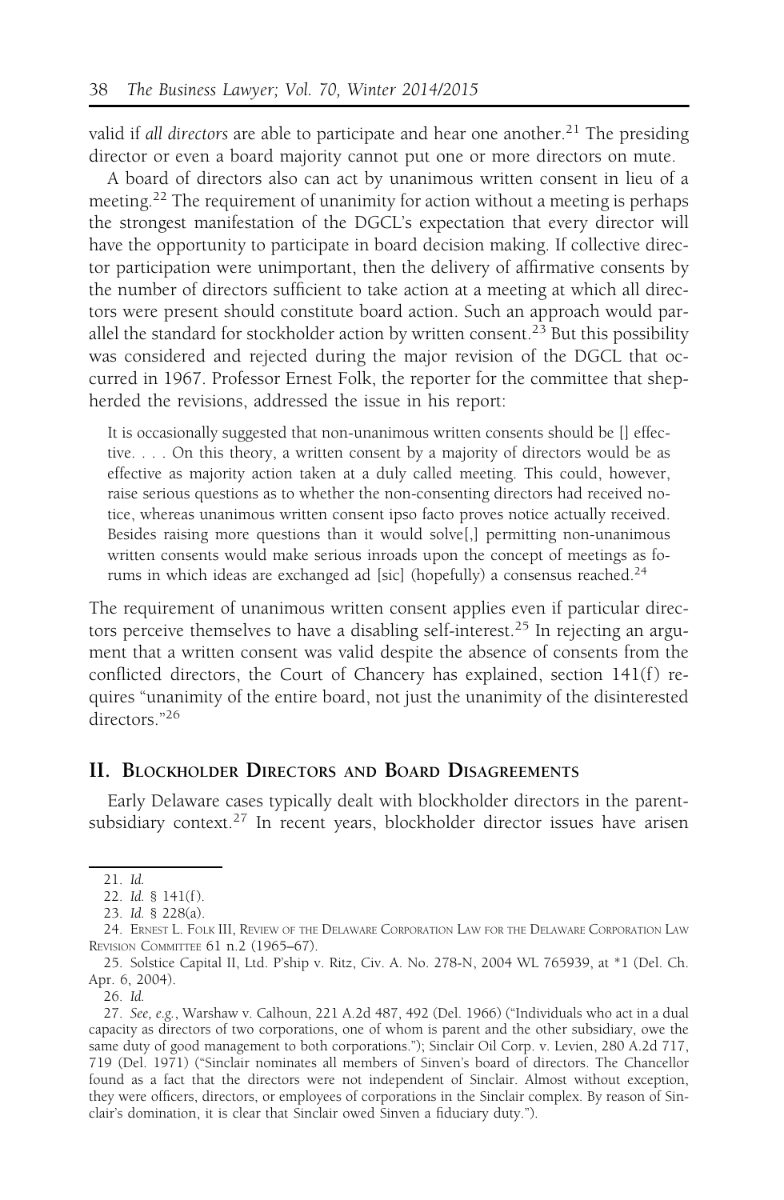valid if *all directors* are able to participate and hear one another.[21] The presiding director or even a board majority cannot put one or more directors on mute.

A board of directors also can act by unanimous written consent in lieu of a meeting.[22] The requirement of unanimity for action without a meeting is perhaps the strongest manifestation of the DGCL's expectation that every director will have the opportunity to participate in board decision making. If collective director participation were unimportant, then the delivery of affirmative consents by the number of directors sufficient to take action at a meeting at which all directors were present should constitute board action. Such an approach would parallel the standard for stockholder action by written consent.[23] But this possibility was considered and rejected during the major revision of the DGCL that occurred in 1967. Professor Ernest Folk, the reporter for the committee that shepherded the revisions, addressed the issue in his report:

> It is occasionally suggested that non-unanimous written consents should be [] effective. . . . On this theory, a written consent by a majority of directors would be as effective as majority action taken at a duly called meeting. This could, however, raise serious questions as to whether the non-consenting directors had received notice, whereas unanimous written consent ipso facto proves notice actually received. Besides raising more questions than it would solve[,] permitting non-unanimous written consents would make serious inroads upon the concept of meetings as forums in which ideas are exchanged ad [sic] (hopefully) a consensus reached.[24]

The requirement of unanimous written consent applies even if particular directors perceive themselves to have a disabling self-interest.[25] In rejecting an argument that a written consent was valid despite the absence of consents from the conflicted directors, the Court of Chancery has explained, section 141(f) requires "unanimity of the entire board, not just the unanimity of the disinterested directors."[26]

## II. Blockholder Directors and Board Disagreements

Early Delaware cases typically dealt with blockholder directors in the parent-subsidiary context.[27] In recent years, blockholder director issues have arisen

---

21. *Id.*

22. *Id.* § 141(f).

23. *Id.* § 228(a).

24. Ernest L. Folk III, Review of the Delaware Corporation Law for the Delaware Corporation Law Revision Committee 61 n.2 (1965–67).

25. Solstice Capital II, Ltd. P'ship v. Ritz, Civ. A. No. 278-N, 2004 WL 765939, at *1 (Del. Ch. Apr. 6, 2004).

26. *Id.*

27. *See, e.g.*, Warshaw v. Calhoun, 221 A.2d 487, 492 (Del. 1966) ("Individuals who act in a dual capacity as directors of two corporations, one of whom is parent and the other subsidiary, owe the same duty of good management to both corporations."); Sinclair Oil Corp. v. Levien, 280 A.2d 717, 719 (Del. 1971) ("Sinclair nominates all members of Sinven's board of directors. The Chancellor found as a fact that the directors were not independent of Sinclair. Almost without exception, they were officers, directors, or employees of corporations in the Sinclair complex. By reason of Sinclair's domination, it is clear that Sinclair owed Sinven a fiduciary duty.").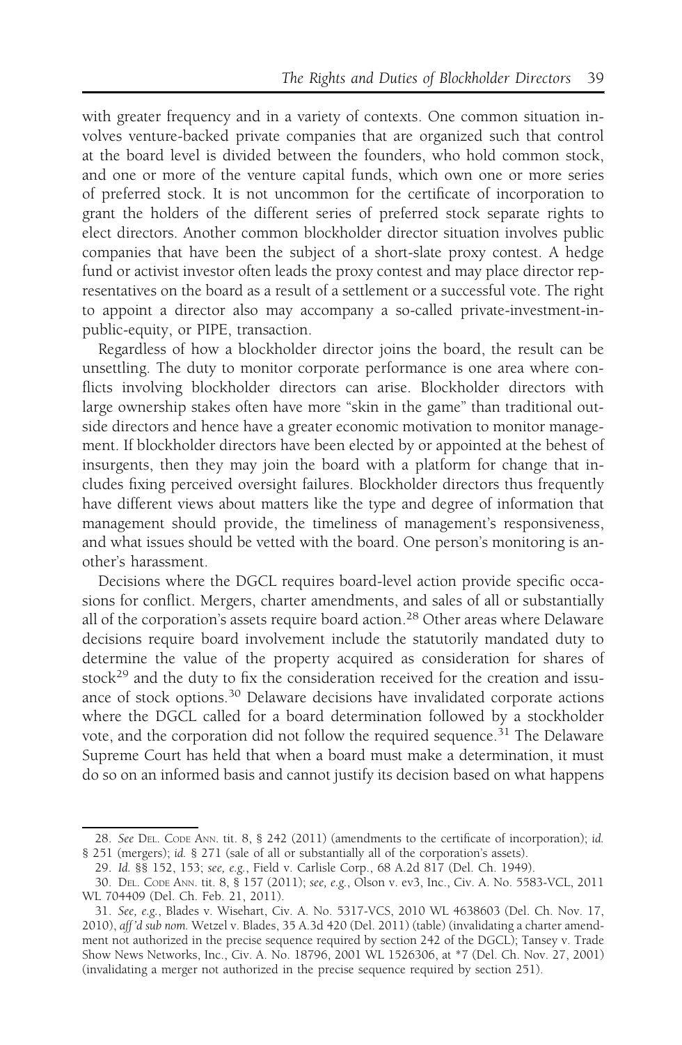with greater frequency and in a variety of contexts. One common situation involves venture-backed private companies that are organized such that control at the board level is divided between the founders, who hold common stock, and one or more of the venture capital funds, which own one or more series of preferred stock. It is not uncommon for the certificate of incorporation to grant the holders of the different series of preferred stock separate rights to elect directors. Another common blockholder director situation involves public companies that have been the subject of a short-slate proxy contest. A hedge fund or activist investor often leads the proxy contest and may place director representatives on the board as a result of a settlement or a successful vote. The right to appoint a director also may accompany a so-called private-investment-in-public-equity, or PIPE, transaction.

Regardless of how a blockholder director joins the board, the result can be unsettling. The duty to monitor corporate performance is one area where conflicts involving blockholder directors can arise. Blockholder directors with large ownership stakes often have more "skin in the game" than traditional outside directors and hence have a greater economic motivation to monitor management. If blockholder directors have been elected by or appointed at the behest of insurgents, then they may join the board with a platform for change that includes fixing perceived oversight failures. Blockholder directors thus frequently have different views about matters like the type and degree of information that management should provide, the timeliness of management's responsiveness, and what issues should be vetted with the board. One person's monitoring is another's harassment.

Decisions where the DGCL requires board-level action provide specific occasions for conflict. Mergers, charter amendments, and sales of all or substantially all of the corporation's assets require board action.[28] Other areas where Delaware decisions require board involvement include the statutorily mandated duty to determine the value of the property acquired as consideration for shares of stock[29] and the duty to fix the consideration received for the creation and issuance of stock options.[30] Delaware decisions have invalidated corporate actions where the DGCL called for a board determination followed by a stockholder vote, and the corporation did not follow the required sequence.[31] The Delaware Supreme Court has held that when a board must make a determination, it must do so on an informed basis and cannot justify its decision based on what happens

---

28. *See* Del. Code Ann. tit. 8, § 242 (2011) (amendments to the certificate of incorporation); *id.* § 251 (mergers); *id.* § 271 (sale of all or substantially all of the corporation's assets).

29. *Id.* §§ 152, 153; *see, e.g.*, Field v. Carlisle Corp., 68 A.2d 817 (Del. Ch. 1949).

30. Del. Code Ann. tit. 8, § 157 (2011); *see, e.g.*, Olson v. ev3, Inc., Civ. A. No. 5583-VCL, 2011 WL 704409 (Del. Ch. Feb. 21, 2011).

31. *See, e.g.*, Blades v. Wisehart, Civ. A. No. 5317-VCS, 2010 WL 4638603 (Del. Ch. Nov. 17, 2010), *aff'd sub nom.* Wetzel v. Blades, 35 A.3d 420 (Del. 2011) (table) (invalidating a charter amendment not authorized in the precise sequence required by section 242 of the DGCL); Tansey v. Trade Show News Networks, Inc., Civ. A. No. 18796, 2001 WL 1526306, at *7 (Del. Ch. Nov. 27, 2001) (invalidating a merger not authorized in the precise sequence required by section 251).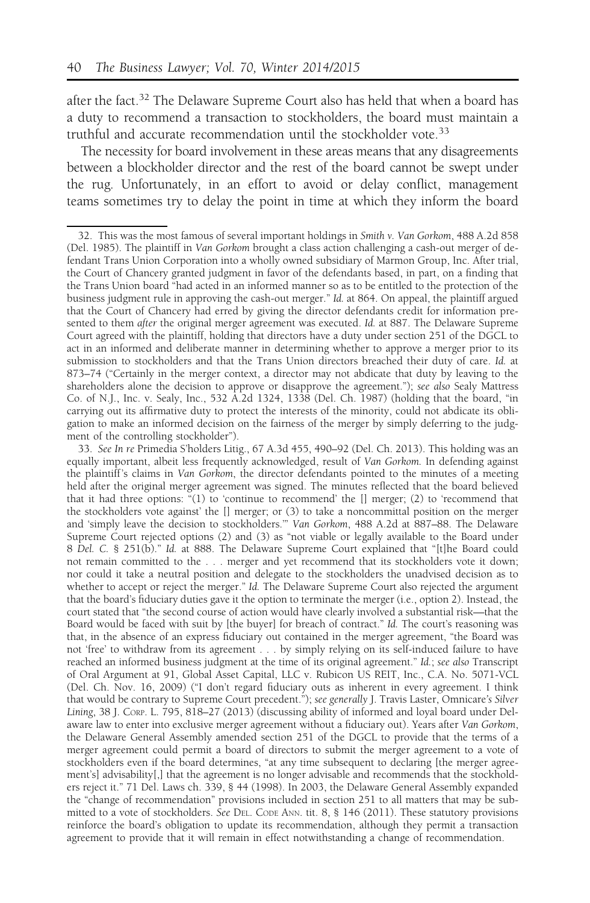after the fact.[32] The Delaware Supreme Court also has held that when a board has a duty to recommend a transaction to stockholders, the board must maintain a truthful and accurate recommendation until the stockholder vote.[33]

The necessity for board involvement in these areas means that any disagreements between a blockholder director and the rest of the board cannot be swept under the rug. Unfortunately, in an effort to avoid or delay conflict, management teams sometimes try to delay the point in time at which they inform the board

---

32. This was the most famous of several important holdings in *Smith v. Van Gorkom*, 488 A.2d 858 (Del. 1985). The plaintiff in *Van Gorkom* brought a class action challenging a cash-out merger of defendant Trans Union Corporation into a wholly owned subsidiary of Marmon Group, Inc. After trial, the Court of Chancery granted judgment in favor of the defendants based, in part, on a finding that the Trans Union board "had acted in an informed manner so as to be entitled to the protection of the business judgment rule in approving the cash-out merger." *Id.* at 864. On appeal, the plaintiff argued that the Court of Chancery had erred by giving the director defendants credit for information presented to them *after* the original merger agreement was executed. *Id.* at 887. The Delaware Supreme Court agreed with the plaintiff, holding that directors have a duty under section 251 of the DGCL to act in an informed and deliberate manner in determining whether to approve a merger prior to its submission to stockholders and that the Trans Union directors breached their duty of care. *Id.* at 873–74 ("Certainly in the merger context, a director may not abdicate that duty by leaving to the shareholders alone the decision to approve or disapprove the agreement."); *see also* Sealy Mattress Co. of N.J., Inc. v. Sealy, Inc., 532 A.2d 1324, 1338 (Del. Ch. 1987) (holding that the board, "in carrying out its affirmative duty to protect the interests of the minority, could not abdicate its obligation to make an informed decision on the fairness of the merger by simply deferring to the judgment of the controlling stockholder").

33. *See In re* Primedia S'holders Litig., 67 A.3d 455, 490–92 (Del. Ch. 2013). This holding was an equally important, albeit less frequently acknowledged, result of *Van Gorkom.* In defending against the plaintiff's claims in *Van Gorkom*, the director defendants pointed to the minutes of a meeting held after the original merger agreement was signed. The minutes reflected that the board believed that it had three options: "(1) to 'continue to recommend' the [] merger; (2) to 'recommend that the stockholders vote against' the [] merger; or (3) to take a noncommittal position on the merger and 'simply leave the decision to stockholders.'" *Van Gorkom*, 488 A.2d at 887–88. The Delaware Supreme Court rejected options (2) and (3) as "not viable or legally available to the Board under 8 *Del. C.* § 251(b)." *Id.* at 888. The Delaware Supreme Court explained that "[t]he Board could not remain committed to the . . . merger and yet recommend that its stockholders vote it down; nor could it take a neutral position and delegate to the stockholders the unadvised decision as to whether to accept or reject the merger." *Id.* The Delaware Supreme Court also rejected the argument that the board's fiduciary duties gave it the option to terminate the merger (i.e., option 2). Instead, the court stated that "the second course of action would have clearly involved a substantial risk—that the Board would be faced with suit by [the buyer] for breach of contract." *Id.* The court's reasoning was that, in the absence of an express fiduciary out contained in the merger agreement, "the Board was not 'free' to withdraw from its agreement . . . by simply relying on its self-induced failure to have reached an informed business judgment at the time of its original agreement." *Id.*; *see also* Transcript of Oral Argument at 91, Global Asset Capital, LLC v. Rubicon US REIT, Inc., C.A. No. 5071-VCL (Del. Ch. Nov. 16, 2009) ("I don't regard fiduciary outs as inherent in every agreement. I think that would be contrary to Supreme Court precedent."); *see generally* J. Travis Laster, Omnicare*'s Silver Lining*, 38 J. CORP. L. 795, 818–27 (2013) (discussing ability of informed and loyal board under Delaware law to enter into exclusive merger agreement without a fiduciary out). Years after *Van Gorkom*, the Delaware General Assembly amended section 251 of the DGCL to provide that the terms of a merger agreement could permit a board of directors to submit the merger agreement to a vote of stockholders even if the board determines, "at any time subsequent to declaring [the merger agreement's] advisability[,] that the agreement is no longer advisable and recommends that the stockholders reject it." 71 Del. Laws ch. 339, § 44 (1998). In 2003, the Delaware General Assembly expanded the "change of recommendation" provisions included in section 251 to all matters that may be submitted to a vote of stockholders. *See* DEL. CODE ANN. tit. 8, § 146 (2011). These statutory provisions reinforce the board's obligation to update its recommendation, although they permit a transaction agreement to provide that it will remain in effect notwithstanding a change of recommendation.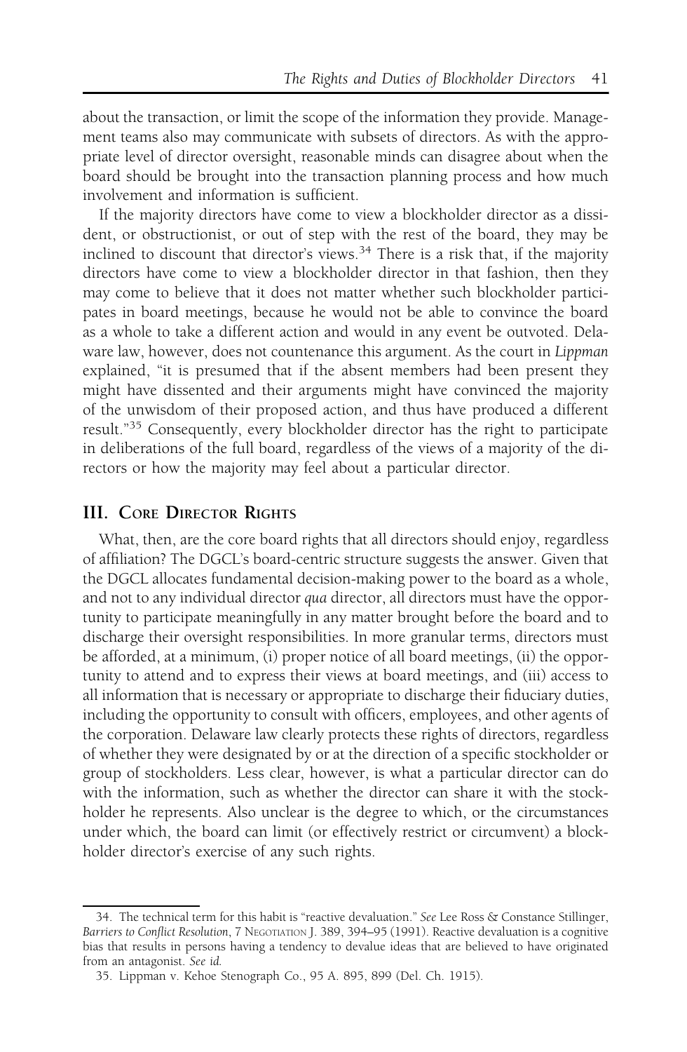about the transaction, or limit the scope of the information they provide. Management teams also may communicate with subsets of directors. As with the appropriate level of director oversight, reasonable minds can disagree about when the board should be brought into the transaction planning process and how much involvement and information is sufficient.

If the majority directors have come to view a blockholder director as a dissident, or obstructionist, or out of step with the rest of the board, they may be inclined to discount that director's views.[34] There is a risk that, if the majority directors have come to view a blockholder director in that fashion, then they may come to believe that it does not matter whether such blockholder participates in board meetings, because he would not be able to convince the board as a whole to take a different action and would in any event be outvoted. Delaware law, however, does not countenance this argument. As the court in *Lippman* explained, "it is presumed that if the absent members had been present they might have dissented and their arguments might have convinced the majority of the unwisdom of their proposed action, and thus have produced a different result."[35] Consequently, every blockholder director has the right to participate in deliberations of the full board, regardless of the views of a majority of the directors or how the majority may feel about a particular director.

## III. Core Director Rights

What, then, are the core board rights that all directors should enjoy, regardless of affiliation? The DGCL's board-centric structure suggests the answer. Given that the DGCL allocates fundamental decision-making power to the board as a whole, and not to any individual director *qua* director, all directors must have the opportunity to participate meaningfully in any matter brought before the board and to discharge their oversight responsibilities. In more granular terms, directors must be afforded, at a minimum, (i) proper notice of all board meetings, (ii) the opportunity to attend and to express their views at board meetings, and (iii) access to all information that is necessary or appropriate to discharge their fiduciary duties, including the opportunity to consult with officers, employees, and other agents of the corporation. Delaware law clearly protects these rights of directors, regardless of whether they were designated by or at the direction of a specific stockholder or group of stockholders. Less clear, however, is what a particular director can do with the information, such as whether the director can share it with the stockholder he represents. Also unclear is the degree to which, or the circumstances under which, the board can limit (or effectively restrict or circumvent) a blockholder director's exercise of any such rights.

---

34. The technical term for this habit is "reactive devaluation." *See* Lee Ross & Constance Stillinger, *Barriers to Conflict Resolution*, 7 Negotiation J. 389, 394–95 (1991). Reactive devaluation is a cognitive bias that results in persons having a tendency to devalue ideas that are believed to have originated from an antagonist. *See id.*

35. Lippman v. Kehoe Stenograph Co., 95 A. 895, 899 (Del. Ch. 1915).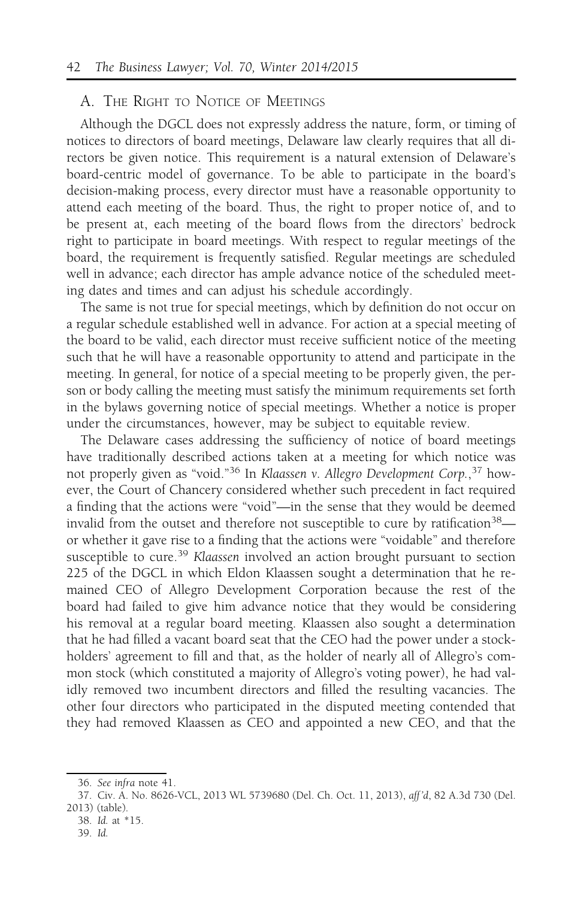## A. The Right to Notice of Meetings

Although the DGCL does not expressly address the nature, form, or timing of notices to directors of board meetings, Delaware law clearly requires that all directors be given notice. This requirement is a natural extension of Delaware's board-centric model of governance. To be able to participate in the board's decision-making process, every director must have a reasonable opportunity to attend each meeting of the board. Thus, the right to proper notice of, and to be present at, each meeting of the board flows from the directors' bedrock right to participate in board meetings. With respect to regular meetings of the board, the requirement is frequently satisfied. Regular meetings are scheduled well in advance; each director has ample advance notice of the scheduled meeting dates and times and can adjust his schedule accordingly.

The same is not true for special meetings, which by definition do not occur on a regular schedule established well in advance. For action at a special meeting of the board to be valid, each director must receive sufficient notice of the meeting such that he will have a reasonable opportunity to attend and participate in the meeting. In general, for notice of a special meeting to be properly given, the person or body calling the meeting must satisfy the minimum requirements set forth in the bylaws governing notice of special meetings. Whether a notice is proper under the circumstances, however, may be subject to equitable review.

The Delaware cases addressing the sufficiency of notice of board meetings have traditionally described actions taken at a meeting for which notice was not properly given as "void."[36] In *Klaassen v. Allegro Development Corp.*,[37] however, the Court of Chancery considered whether such precedent in fact required a finding that the actions were "void"—in the sense that they would be deemed invalid from the outset and therefore not susceptible to cure by ratification[38]—or whether it gave rise to a finding that the actions were "voidable" and therefore susceptible to cure.[39] *Klaassen* involved an action brought pursuant to section 225 of the DGCL in which Eldon Klaassen sought a determination that he remained CEO of Allegro Development Corporation because the rest of the board had failed to give him advance notice that they would be considering his removal at a regular board meeting. Klaassen also sought a determination that he had filled a vacant board seat that the CEO had the power under a stockholders' agreement to fill and that, as the holder of nearly all of Allegro's common stock (which constituted a majority of Allegro's voting power), he had validly removed two incumbent directors and filled the resulting vacancies. The other four directors who participated in the disputed meeting contended that they had removed Klaassen as CEO and appointed a new CEO, and that the

---

36. *See infra* note 41.

37. Civ. A. No. 8626-VCL, 2013 WL 5739680 (Del. Ch. Oct. 11, 2013), *aff'd*, 82 A.3d 730 (Del. 2013) (table).

38. *Id.* at *15.

39. *Id.*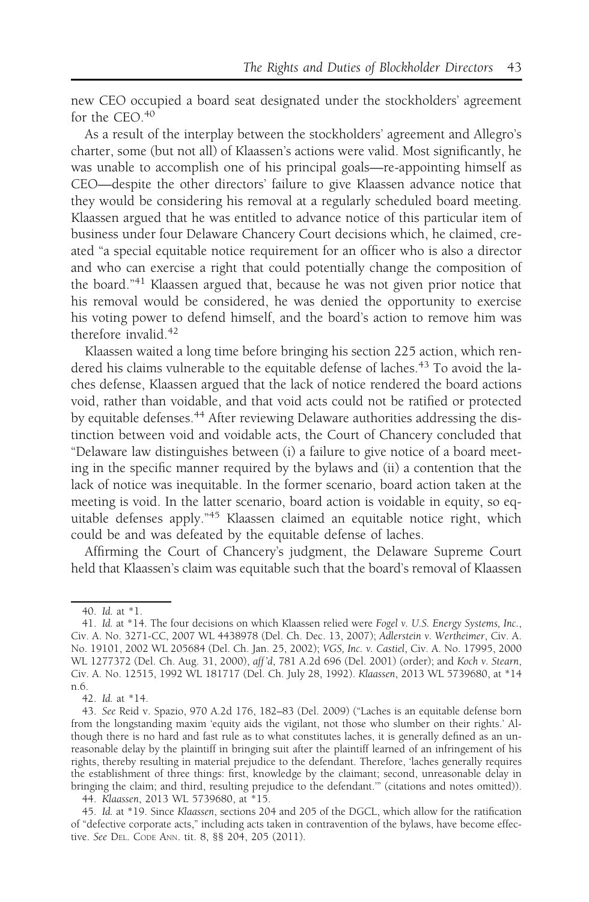new CEO occupied a board seat designated under the stockholders' agreement for the CEO.[40]

As a result of the interplay between the stockholders' agreement and Allegro's charter, some (but not all) of Klaassen's actions were valid. Most significantly, he was unable to accomplish one of his principal goals—re-appointing himself as CEO—despite the other directors' failure to give Klaassen advance notice that they would be considering his removal at a regularly scheduled board meeting. Klaassen argued that he was entitled to advance notice of this particular item of business under four Delaware Chancery Court decisions which, he claimed, created "a special equitable notice requirement for an officer who is also a director and who can exercise a right that could potentially change the composition of the board."[41] Klaassen argued that, because he was not given prior notice that his removal would be considered, he was denied the opportunity to exercise his voting power to defend himself, and the board's action to remove him was therefore invalid.[42]

Klaassen waited a long time before bringing his section 225 action, which rendered his claims vulnerable to the equitable defense of laches.[43] To avoid the laches defense, Klaassen argued that the lack of notice rendered the board actions void, rather than voidable, and that void acts could not be ratified or protected by equitable defenses.[44] After reviewing Delaware authorities addressing the distinction between void and voidable acts, the Court of Chancery concluded that "Delaware law distinguishes between (i) a failure to give notice of a board meeting in the specific manner required by the bylaws and (ii) a contention that the lack of notice was inequitable. In the former scenario, board action taken at the meeting is void. In the latter scenario, board action is voidable in equity, so equitable defenses apply."[45] Klaassen claimed an equitable notice right, which could be and was defeated by the equitable defense of laches.

Affirming the Court of Chancery's judgment, the Delaware Supreme Court held that Klaassen's claim was equitable such that the board's removal of Klaassen

---

40. *Id.* at *1.

41. *Id.* at *14. The four decisions on which Klaassen relied were *Fogel v. U.S. Energy Systems, Inc.*, Civ. A. No. 3271-CC, 2007 WL 4438978 (Del. Ch. Dec. 13, 2007); *Adlerstein v. Wertheimer*, Civ. A. No. 19101, 2002 WL 205684 (Del. Ch. Jan. 25, 2002); *VGS, Inc. v. Castiel*, Civ. A. No. 17995, 2000 WL 1277372 (Del. Ch. Aug. 31, 2000), *aff'd*, 781 A.2d 696 (Del. 2001) (order); and *Koch v. Stearn*, Civ. A. No. 12515, 1992 WL 181717 (Del. Ch. July 28, 1992). *Klaassen*, 2013 WL 5739680, at *14 n.6.

42. *Id.* at *14.

43. *See* Reid v. Spazio, 970 A.2d 176, 182–83 (Del. 2009) ("Laches is an equitable defense born from the longstanding maxim 'equity aids the vigilant, not those who slumber on their rights.' Although there is no hard and fast rule as to what constitutes laches, it is generally defined as an unreasonable delay by the plaintiff in bringing suit after the plaintiff learned of an infringement of his rights, thereby resulting in material prejudice to the defendant. Therefore, 'laches generally requires the establishment of three things: first, knowledge by the claimant; second, unreasonable delay in bringing the claim; and third, resulting prejudice to the defendant.'" (citations and notes omitted)).

44. *Klaassen*, 2013 WL 5739680, at *15.

45. *Id.* at *19. Since *Klaassen*, sections 204 and 205 of the DGCL, which allow for the ratification of "defective corporate acts," including acts taken in contravention of the bylaws, have become effective. *See* Del. Code Ann. tit. 8, §§ 204, 205 (2011).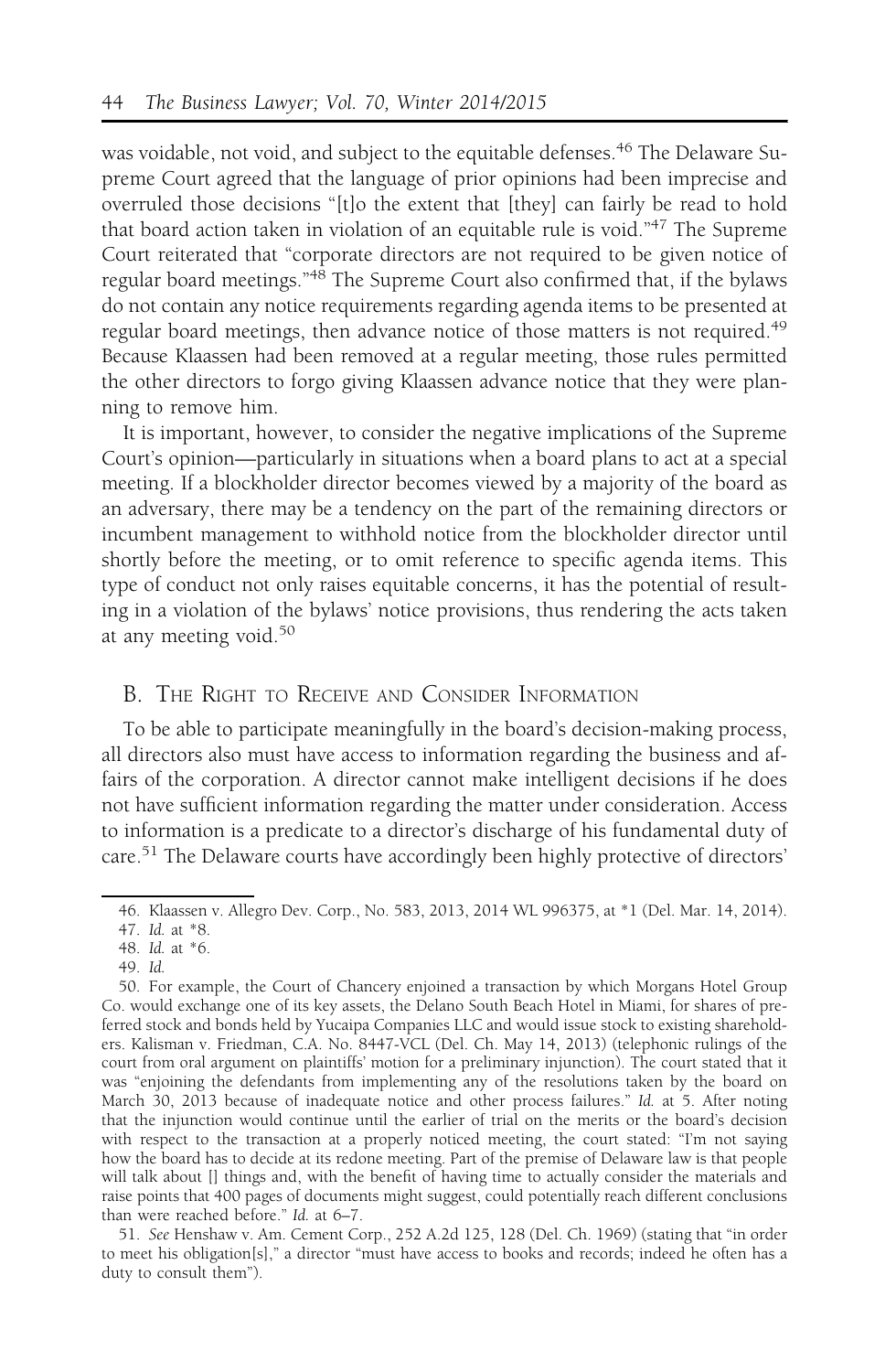was voidable, not void, and subject to the equitable defenses.[46] The Delaware Supreme Court agreed that the language of prior opinions had been imprecise and overruled those decisions "[t]o the extent that [they] can fairly be read to hold that board action taken in violation of an equitable rule is void."[47] The Supreme Court reiterated that "corporate directors are not required to be given notice of regular board meetings."[48] The Supreme Court also confirmed that, if the bylaws do not contain any notice requirements regarding agenda items to be presented at regular board meetings, then advance notice of those matters is not required.[49] Because Klaassen had been removed at a regular meeting, those rules permitted the other directors to forgo giving Klaassen advance notice that they were planning to remove him.

It is important, however, to consider the negative implications of the Supreme Court's opinion—particularly in situations when a board plans to act at a special meeting. If a blockholder director becomes viewed by a majority of the board as an adversary, there may be a tendency on the part of the remaining directors or incumbent management to withhold notice from the blockholder director until shortly before the meeting, or to omit reference to specific agenda items. This type of conduct not only raises equitable concerns, it has the potential of resulting in a violation of the bylaws' notice provisions, thus rendering the acts taken at any meeting void.[50]

## B. The Right to Receive and Consider Information

To be able to participate meaningfully in the board's decision-making process, all directors also must have access to information regarding the business and affairs of the corporation. A director cannot make intelligent decisions if he does not have sufficient information regarding the matter under consideration. Access to information is a predicate to a director's discharge of his fundamental duty of care.[51] The Delaware courts have accordingly been highly protective of directors'

---

46. Klaassen v. Allegro Dev. Corp., No. 583, 2013, 2014 WL 996375, at *1 (Del. Mar. 14, 2014).

47. *Id.* at *8.

48. *Id.* at *6.

49. *Id.*

50. For example, the Court of Chancery enjoined a transaction by which Morgans Hotel Group Co. would exchange one of its key assets, the Delano South Beach Hotel in Miami, for shares of preferred stock and bonds held by Yucaipa Companies LLC and would issue stock to existing shareholders. Kalisman v. Friedman, C.A. No. 8447-VCL (Del. Ch. May 14, 2013) (telephonic rulings of the court from oral argument on plaintiffs' motion for a preliminary injunction). The court stated that it was "enjoining the defendants from implementing any of the resolutions taken by the board on March 30, 2013 because of inadequate notice and other process failures." *Id.* at 5. After noting that the injunction would continue until the earlier of trial on the merits or the board's decision with respect to the transaction at a properly noticed meeting, the court stated: "I'm not saying how the board has to decide at its redone meeting. Part of the premise of Delaware law is that people will talk about [] things and, with the benefit of having time to actually consider the materials and raise points that 400 pages of documents might suggest, could potentially reach different conclusions than were reached before." *Id.* at 6–7.

51. *See* Henshaw v. Am. Cement Corp., 252 A.2d 125, 128 (Del. Ch. 1969) (stating that "in order to meet his obligation[s]," a director "must have access to books and records; indeed he often has a duty to consult them").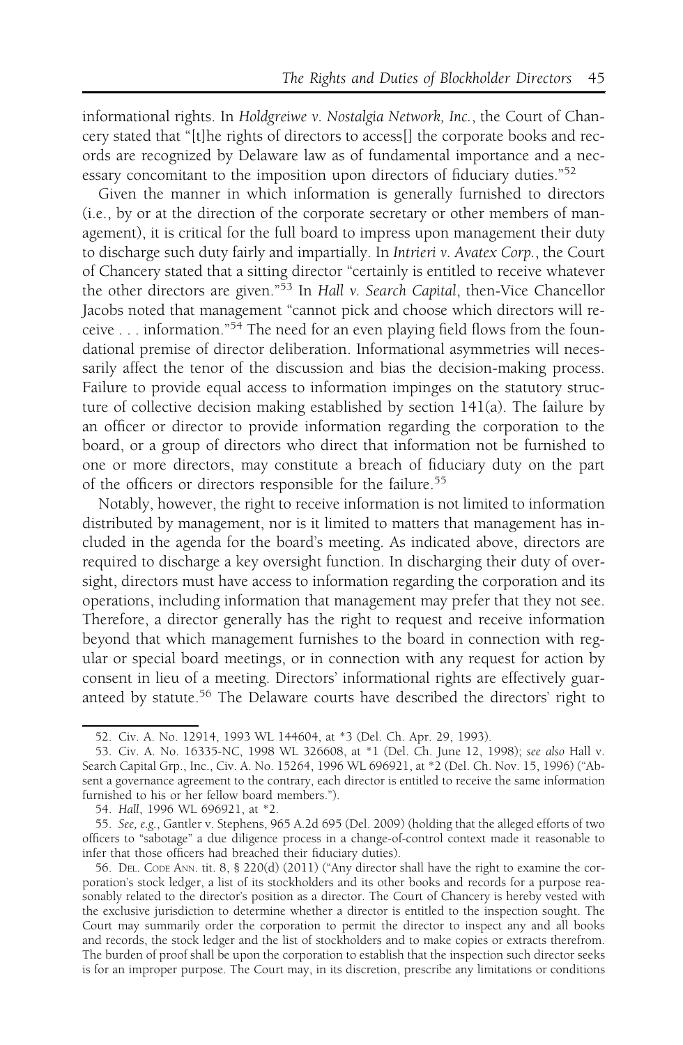informational rights. In *Holdgreiwe v. Nostalgia Network, Inc.*, the Court of Chancery stated that "[t]he rights of directors to access[] the corporate books and records are recognized by Delaware law as of fundamental importance and a necessary concomitant to the imposition upon directors of fiduciary duties."[52]

Given the manner in which information is generally furnished to directors (i.e., by or at the direction of the corporate secretary or other members of management), it is critical for the full board to impress upon management their duty to discharge such duty fairly and impartially. In *Intrieri v. Avatex Corp.*, the Court of Chancery stated that a sitting director "certainly is entitled to receive whatever the other directors are given."[53] In *Hall v. Search Capital*, then-Vice Chancellor Jacobs noted that management "cannot pick and choose which directors will receive . . . information."[54] The need for an even playing field flows from the foundational premise of director deliberation. Informational asymmetries will necessarily affect the tenor of the discussion and bias the decision-making process. Failure to provide equal access to information impinges on the statutory structure of collective decision making established by section 141(a). The failure by an officer or director to provide information regarding the corporation to the board, or a group of directors who direct that information not be furnished to one or more directors, may constitute a breach of fiduciary duty on the part of the officers or directors responsible for the failure.[55]

Notably, however, the right to receive information is not limited to information distributed by management, nor is it limited to matters that management has included in the agenda for the board's meeting. As indicated above, directors are required to discharge a key oversight function. In discharging their duty of oversight, directors must have access to information regarding the corporation and its operations, including information that management may prefer that they not see. Therefore, a director generally has the right to request and receive information beyond that which management furnishes to the board in connection with regular or special board meetings, or in connection with any request for action by consent in lieu of a meeting. Directors' informational rights are effectively guaranteed by statute.[56] The Delaware courts have described the directors' right to

---

52. Civ. A. No. 12914, 1993 WL 144604, at *3 (Del. Ch. Apr. 29, 1993).

53. Civ. A. No. 16335-NC, 1998 WL 326608, at *1 (Del. Ch. June 12, 1998); *see also* Hall v. Search Capital Grp., Inc., Civ. A. No. 15264, 1996 WL 696921, at *2 (Del. Ch. Nov. 15, 1996) ("Absent a governance agreement to the contrary, each director is entitled to receive the same information furnished to his or her fellow board members.").

54. *Hall*, 1996 WL 696921, at *2.

55. *See, e.g.*, Gantler v. Stephens, 965 A.2d 695 (Del. 2009) (holding that the alleged efforts of two officers to "sabotage" a due diligence process in a change-of-control context made it reasonable to infer that those officers had breached their fiduciary duties).

56. DEL. CODE ANN. tit. 8, § 220(d) (2011) ("Any director shall have the right to examine the corporation's stock ledger, a list of its stockholders and its other books and records for a purpose reasonably related to the director's position as a director. The Court of Chancery is hereby vested with the exclusive jurisdiction to determine whether a director is entitled to the inspection sought. The Court may summarily order the corporation to permit the director to inspect any and all books and records, the stock ledger and the list of stockholders and to make copies or extracts therefrom. The burden of proof shall be upon the corporation to establish that the inspection such director seeks is for an improper purpose. The Court may, in its discretion, prescribe any limitations or conditions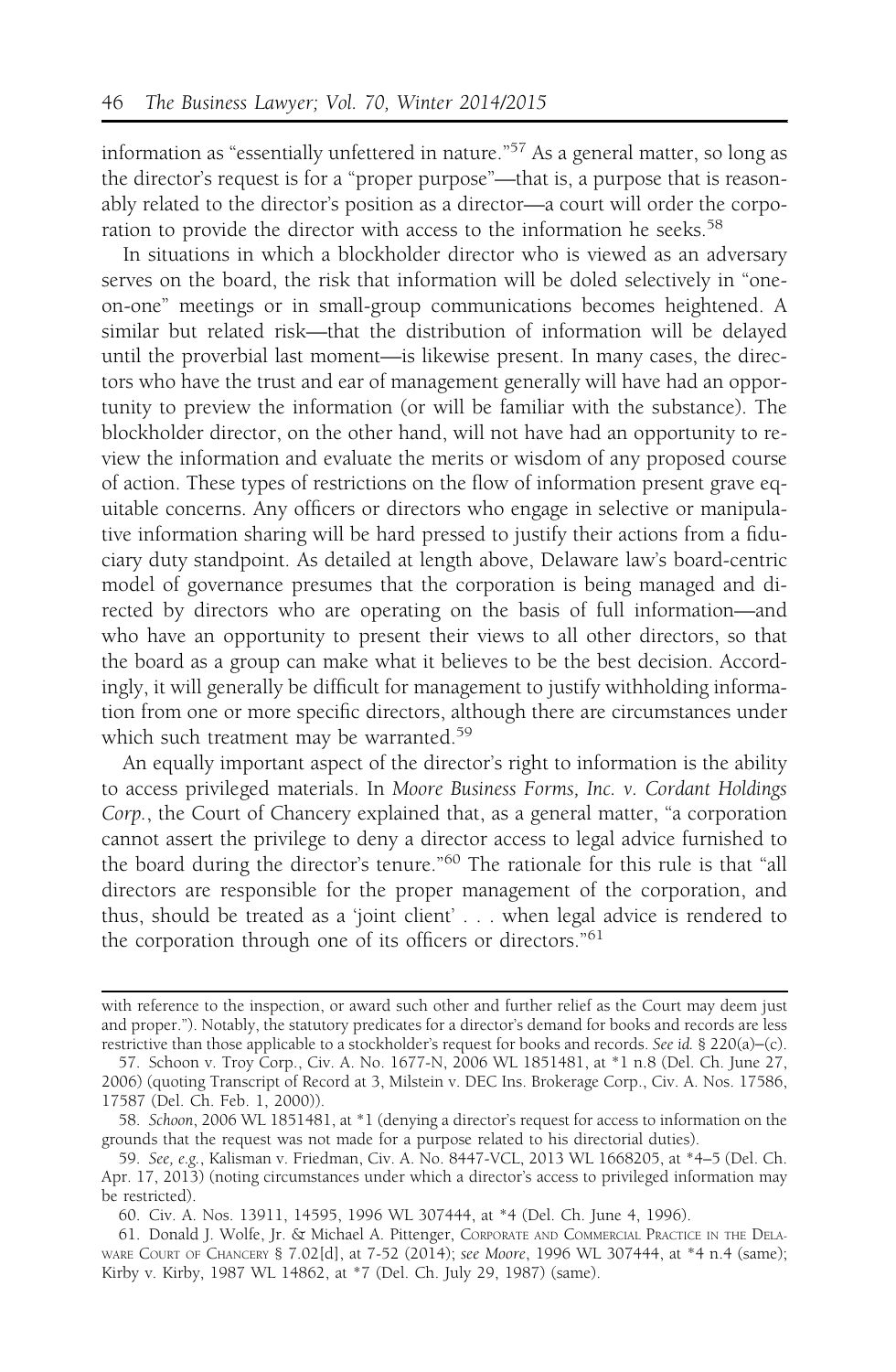information as "essentially unfettered in nature."[57] As a general matter, so long as the director's request is for a "proper purpose"—that is, a purpose that is reasonably related to the director's position as a director—a court will order the corporation to provide the director with access to the information he seeks.[58]

In situations in which a blockholder director who is viewed as an adversary serves on the board, the risk that information will be doled selectively in "one-on-one" meetings or in small-group communications becomes heightened. A similar but related risk—that the distribution of information will be delayed until the proverbial last moment—is likewise present. In many cases, the directors who have the trust and ear of management generally will have had an opportunity to preview the information (or will be familiar with the substance). The blockholder director, on the other hand, will not have had an opportunity to review the information and evaluate the merits or wisdom of any proposed course of action. These types of restrictions on the flow of information present grave equitable concerns. Any officers or directors who engage in selective or manipulative information sharing will be hard pressed to justify their actions from a fiduciary duty standpoint. As detailed at length above, Delaware law's board-centric model of governance presumes that the corporation is being managed and directed by directors who are operating on the basis of full information—and who have an opportunity to present their views to all other directors, so that the board as a group can make what it believes to be the best decision. Accordingly, it will generally be difficult for management to justify withholding information from one or more specific directors, although there are circumstances under which such treatment may be warranted.[59]

An equally important aspect of the director's right to information is the ability to access privileged materials. In *Moore Business Forms, Inc. v. Cordant Holdings Corp.*, the Court of Chancery explained that, as a general matter, "a corporation cannot assert the privilege to deny a director access to legal advice furnished to the board during the director's tenure."[60] The rationale for this rule is that "all directors are responsible for the proper management of the corporation, and thus, should be treated as a 'joint client' . . . when legal advice is rendered to the corporation through one of its officers or directors."[61]

---

with reference to the inspection, or award such other and further relief as the Court may deem just and proper."). Notably, the statutory predicates for a director's demand for books and records are less restrictive than those applicable to a stockholder's request for books and records. *See id.* § 220(a)–(c).

57. Schoon v. Troy Corp., Civ. A. No. 1677-N, 2006 WL 1851481, at *1 n.8 (Del. Ch. June 27, 2006) (quoting Transcript of Record at 3, Milstein v. DEC Ins. Brokerage Corp., Civ. A. Nos. 17586, 17587 (Del. Ch. Feb. 1, 2000)).

58. *Schoon*, 2006 WL 1851481, at *1 (denying a director's request for access to information on the grounds that the request was not made for a purpose related to his directorial duties).

59. *See, e.g.*, Kalisman v. Friedman, Civ. A. No. 8447-VCL, 2013 WL 1668205, at *4–5 (Del. Ch. Apr. 17, 2013) (noting circumstances under which a director's access to privileged information may be restricted).

60. Civ. A. Nos. 13911, 14595, 1996 WL 307444, at *4 (Del. Ch. June 4, 1996).

61. Donald J. Wolfe, Jr. & Michael A. Pittenger, Corporate and Commercial Practice in the Delaware Court of Chancery § 7.02[d], at 7-52 (2014); *see Moore*, 1996 WL 307444, at *4 n.4 (same); Kirby v. Kirby, 1987 WL 14862, at *7 (Del. Ch. July 29, 1987) (same).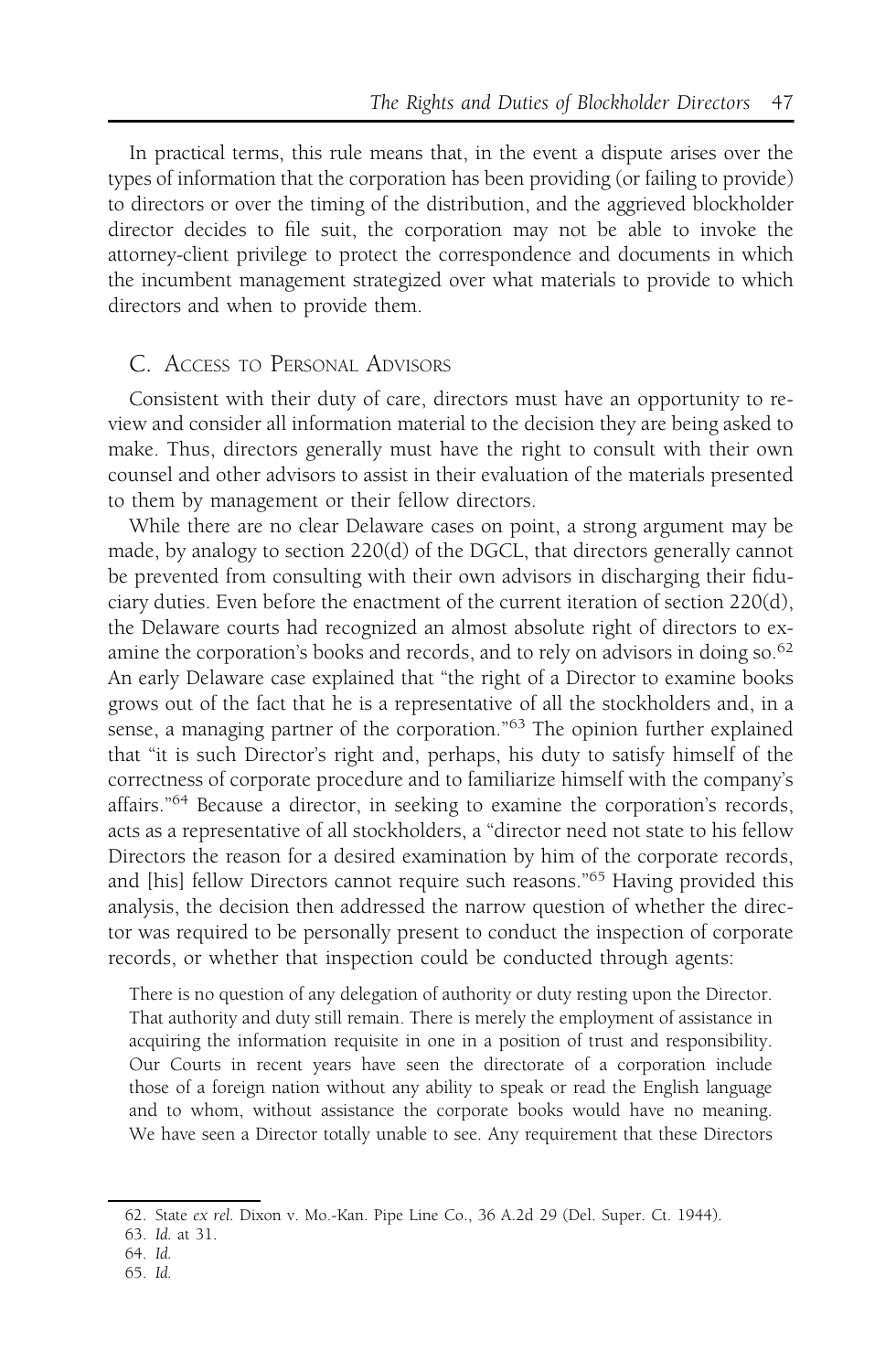In practical terms, this rule means that, in the event a dispute arises over the types of information that the corporation has been providing (or failing to provide) to directors or over the timing of the distribution, and the aggrieved blockholder director decides to file suit, the corporation may not be able to invoke the attorney-client privilege to protect the correspondence and documents in which the incumbent management strategized over what materials to provide to which directors and when to provide them.

## C. Access to Personal Advisors

Consistent with their duty of care, directors must have an opportunity to review and consider all information material to the decision they are being asked to make. Thus, directors generally must have the right to consult with their own counsel and other advisors to assist in their evaluation of the materials presented to them by management or their fellow directors.

While there are no clear Delaware cases on point, a strong argument may be made, by analogy to section 220(d) of the DGCL, that directors generally cannot be prevented from consulting with their own advisors in discharging their fiduciary duties. Even before the enactment of the current iteration of section 220(d), the Delaware courts had recognized an almost absolute right of directors to examine the corporation's books and records, and to rely on advisors in doing so.[62] An early Delaware case explained that "the right of a Director to examine books grows out of the fact that he is a representative of all the stockholders and, in a sense, a managing partner of the corporation."[63] The opinion further explained that "it is such Director's right and, perhaps, his duty to satisfy himself of the correctness of corporate procedure and to familiarize himself with the company's affairs."[64] Because a director, in seeking to examine the corporation's records, acts as a representative of all stockholders, a "director need not state to his fellow Directors the reason for a desired examination by him of the corporate records, and [his] fellow Directors cannot require such reasons."[65] Having provided this analysis, the decision then addressed the narrow question of whether the director was required to be personally present to conduct the inspection of corporate records, or whether that inspection could be conducted through agents:

> There is no question of any delegation of authority or duty resting upon the Director. That authority and duty still remain. There is merely the employment of assistance in acquiring the information requisite in one in a position of trust and responsibility. Our Courts in recent years have seen the directorate of a corporation include those of a foreign nation without any ability to speak or read the English language and to whom, without assistance the corporate books would have no meaning. We have seen a Director totally unable to see. Any requirement that these Directors

---

62. State *ex rel.* Dixon v. Mo.-Kan. Pipe Line Co., 36 A.2d 29 (Del. Super. Ct. 1944).

63. *Id.* at 31.

64. *Id.*

65. *Id.*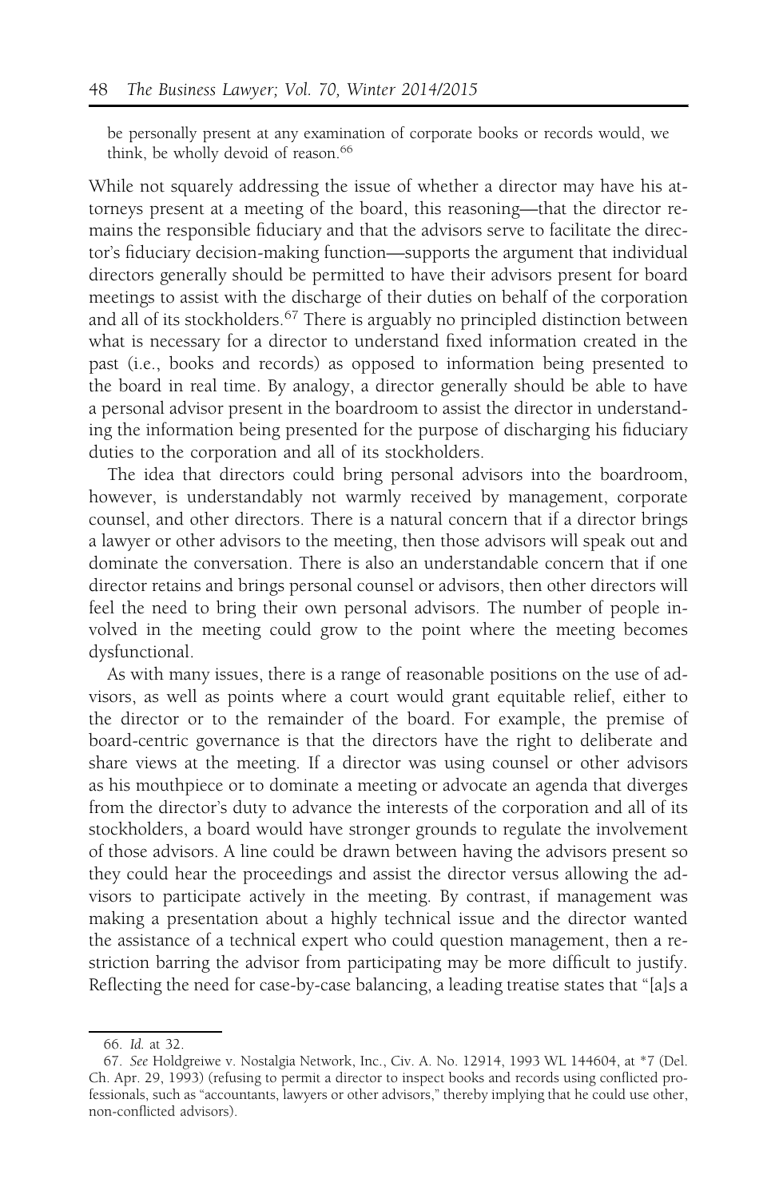be personally present at any examination of corporate books or records would, we think, be wholly devoid of reason.[66]

While not squarely addressing the issue of whether a director may have his attorneys present at a meeting of the board, this reasoning—that the director remains the responsible fiduciary and that the advisors serve to facilitate the director's fiduciary decision-making function—supports the argument that individual directors generally should be permitted to have their advisors present for board meetings to assist with the discharge of their duties on behalf of the corporation and all of its stockholders.[67] There is arguably no principled distinction between what is necessary for a director to understand fixed information created in the past (i.e., books and records) as opposed to information being presented to the board in real time. By analogy, a director generally should be able to have a personal advisor present in the boardroom to assist the director in understanding the information being presented for the purpose of discharging his fiduciary duties to the corporation and all of its stockholders.

The idea that directors could bring personal advisors into the boardroom, however, is understandably not warmly received by management, corporate counsel, and other directors. There is a natural concern that if a director brings a lawyer or other advisors to the meeting, then those advisors will speak out and dominate the conversation. There is also an understandable concern that if one director retains and brings personal counsel or advisors, then other directors will feel the need to bring their own personal advisors. The number of people involved in the meeting could grow to the point where the meeting becomes dysfunctional.

As with many issues, there is a range of reasonable positions on the use of advisors, as well as points where a court would grant equitable relief, either to the director or to the remainder of the board. For example, the premise of board-centric governance is that the directors have the right to deliberate and share views at the meeting. If a director was using counsel or other advisors as his mouthpiece or to dominate a meeting or advocate an agenda that diverges from the director's duty to advance the interests of the corporation and all of its stockholders, a board would have stronger grounds to regulate the involvement of those advisors. A line could be drawn between having the advisors present so they could hear the proceedings and assist the director versus allowing the advisors to participate actively in the meeting. By contrast, if management was making a presentation about a highly technical issue and the director wanted the assistance of a technical expert who could question management, then a restriction barring the advisor from participating may be more difficult to justify. Reflecting the need for case-by-case balancing, a leading treatise states that "[a]s a

---

66. *Id.* at 32.

67. *See* Holdgreiwe v. Nostalgia Network, Inc., Civ. A. No. 12914, 1993 WL 144604, at *7 (Del. Ch. Apr. 29, 1993) (refusing to permit a director to inspect books and records using conflicted professionals, such as "accountants, lawyers or other advisors," thereby implying that he could use other, non-conflicted advisors).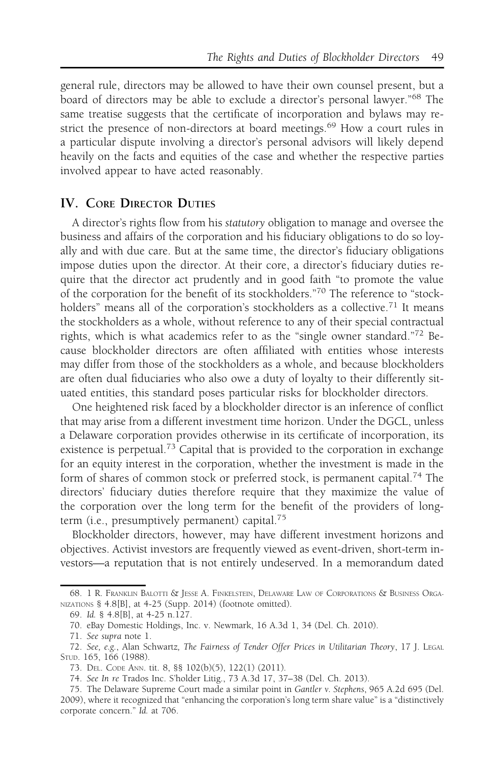general rule, directors may be allowed to have their own counsel present, but a board of directors may be able to exclude a director's personal lawyer."[68] The same treatise suggests that the certificate of incorporation and bylaws may restrict the presence of non-directors at board meetings.[69] How a court rules in a particular dispute involving a director's personal advisors will likely depend heavily on the facts and equities of the case and whether the respective parties involved appear to have acted reasonably.

## IV. Core Director Duties

A director's rights flow from his *statutory* obligation to manage and oversee the business and affairs of the corporation and his fiduciary obligations to do so loyally and with due care. But at the same time, the director's fiduciary obligations impose duties upon the director. At their core, a director's fiduciary duties require that the director act prudently and in good faith "to promote the value of the corporation for the benefit of its stockholders."[70] The reference to "stockholders" means all of the corporation's stockholders as a collective.[71] It means the stockholders as a whole, without reference to any of their special contractual rights, which is what academics refer to as the "single owner standard."[72] Because blockholder directors are often affiliated with entities whose interests may differ from those of the stockholders as a whole, and because blockholders are often dual fiduciaries who also owe a duty of loyalty to their differently situated entities, this standard poses particular risks for blockholder directors.

One heightened risk faced by a blockholder director is an inference of conflict that may arise from a different investment time horizon. Under the DGCL, unless a Delaware corporation provides otherwise in its certificate of incorporation, its existence is perpetual.[73] Capital that is provided to the corporation in exchange for an equity interest in the corporation, whether the investment is made in the form of shares of common stock or preferred stock, is permanent capital.[74] The directors' fiduciary duties therefore require that they maximize the value of the corporation over the long term for the benefit of the providers of long-term (i.e., presumptively permanent) capital.[75]

Blockholder directors, however, may have different investment horizons and objectives. Activist investors are frequently viewed as event-driven, short-term investors—a reputation that is not entirely undeserved. In a memorandum dated

68. 1 R. Franklin Balotti & Jesse A. Finkelstein, Delaware Law of Corporations & Business Organizations § 4.8[B], at 4-25 (Supp. 2014) (footnote omitted).

69. *Id.* § 4.8[B], at 4-25 n.127.

70. eBay Domestic Holdings, Inc. v. Newmark, 16 A.3d 1, 34 (Del. Ch. 2010).

71. *See supra* note 1.

72. *See, e.g.*, Alan Schwartz, *The Fairness of Tender Offer Prices in Utilitarian Theory*, 17 J. Legal Stud. 165, 166 (1988).

73. Del. Code Ann. tit. 8, §§ 102(b)(5), 122(1) (2011).

74. *See In re* Trados Inc. S'holder Litig., 73 A.3d 17, 37–38 (Del. Ch. 2013).

75. The Delaware Supreme Court made a similar point in *Gantler v. Stephens*, 965 A.2d 695 (Del. 2009), where it recognized that "enhancing the corporation's long term share value" is a "distinctively corporate concern." *Id.* at 706.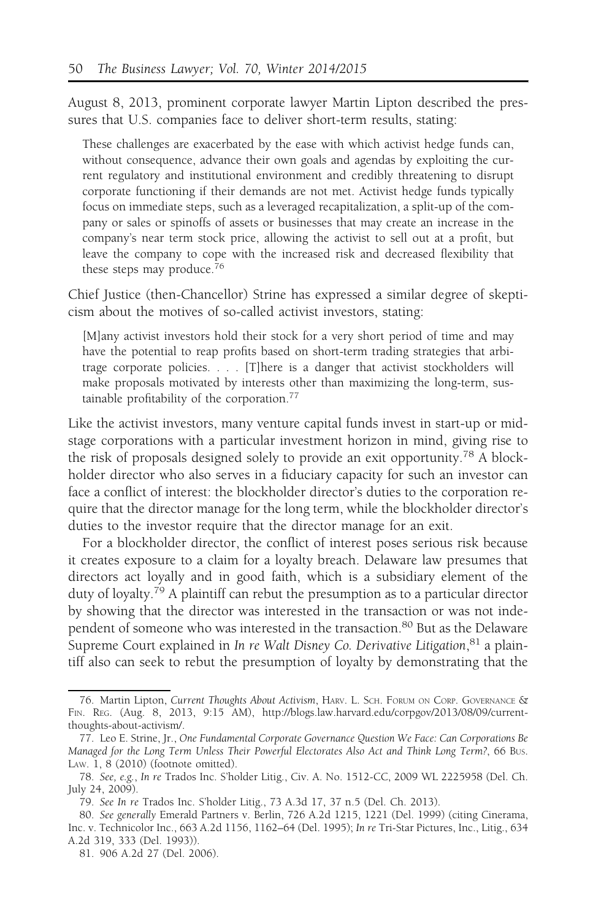August 8, 2013, prominent corporate lawyer Martin Lipton described the pressures that U.S. companies face to deliver short-term results, stating:

> These challenges are exacerbated by the ease with which activist hedge funds can, without consequence, advance their own goals and agendas by exploiting the current regulatory and institutional environment and credibly threatening to disrupt corporate functioning if their demands are not met. Activist hedge funds typically focus on immediate steps, such as a leveraged recapitalization, a split-up of the company or sales or spinoffs of assets or businesses that may create an increase in the company's near term stock price, allowing the activist to sell out at a profit, but leave the company to cope with the increased risk and decreased flexibility that these steps may produce.[76]

Chief Justice (then-Chancellor) Strine has expressed a similar degree of skepticism about the motives of so-called activist investors, stating:

> [M]any activist investors hold their stock for a very short period of time and may have the potential to reap profits based on short-term trading strategies that arbitrage corporate policies. . . . [T]here is a danger that activist stockholders will make proposals motivated by interests other than maximizing the long-term, sustainable profitability of the corporation.[77]

Like the activist investors, many venture capital funds invest in start-up or mid-stage corporations with a particular investment horizon in mind, giving rise to the risk of proposals designed solely to provide an exit opportunity.[78] A blockholder director who also serves in a fiduciary capacity for such an investor can face a conflict of interest: the blockholder director's duties to the corporation require that the director manage for the long term, while the blockholder director's duties to the investor require that the director manage for an exit.

For a blockholder director, the conflict of interest poses serious risk because it creates exposure to a claim for a loyalty breach. Delaware law presumes that directors act loyally and in good faith, which is a subsidiary element of the duty of loyalty.[79] A plaintiff can rebut the presumption as to a particular director by showing that the director was interested in the transaction or was not independent of someone who was interested in the transaction.[80] But as the Delaware Supreme Court explained in *In re Walt Disney Co. Derivative Litigation*,[81] a plaintiff also can seek to rebut the presumption of loyalty by demonstrating that the

---

76. Martin Lipton, *Current Thoughts About Activism*, HARV. L. SCH. FORUM ON CORP. GOVERNANCE & FIN. REG. (Aug. 8, 2013, 9:15 AM), http://blogs.law.harvard.edu/corpgov/2013/08/09/current-thoughts-about-activism/.

77. Leo E. Strine, Jr., *One Fundamental Corporate Governance Question We Face: Can Corporations Be Managed for the Long Term Unless Their Powerful Electorates Also Act and Think Long Term?*, 66 BUS. LAW. 1, 8 (2010) (footnote omitted).

78. *See, e.g.*, *In re* Trados Inc. S'holder Litig., Civ. A. No. 1512-CC, 2009 WL 2225958 (Del. Ch. July 24, 2009).

79. *See In re* Trados Inc. S'holder Litig., 73 A.3d 17, 37 n.5 (Del. Ch. 2013).

80. *See generally* Emerald Partners v. Berlin, 726 A.2d 1215, 1221 (Del. 1999) (citing Cinerama, Inc. v. Technicolor Inc., 663 A.2d 1156, 1162–64 (Del. 1995); *In re* Tri-Star Pictures, Inc., Litig., 634 A.2d 319, 333 (Del. 1993)).

81. 906 A.2d 27 (Del. 2006).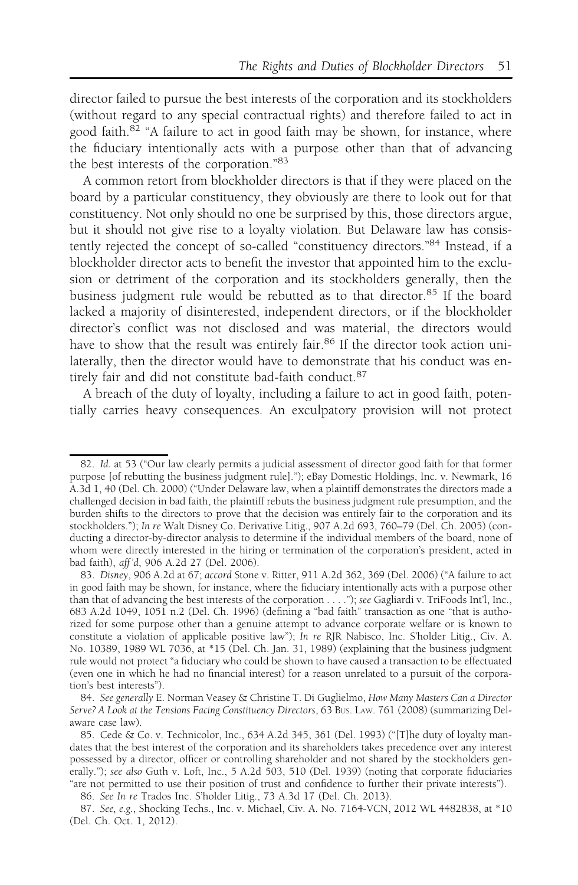director failed to pursue the best interests of the corporation and its stockholders (without regard to any special contractual rights) and therefore failed to act in good faith.[82] "A failure to act in good faith may be shown, for instance, where the fiduciary intentionally acts with a purpose other than that of advancing the best interests of the corporation."[83]

A common retort from blockholder directors is that if they were placed on the board by a particular constituency, they obviously are there to look out for that constituency. Not only should no one be surprised by this, those directors argue, but it should not give rise to a loyalty violation. But Delaware law has consistently rejected the concept of so-called "constituency directors."[84] Instead, if a blockholder director acts to benefit the investor that appointed him to the exclusion or detriment of the corporation and its stockholders generally, then the business judgment rule would be rebutted as to that director.[85] If the board lacked a majority of disinterested, independent directors, or if the blockholder director's conflict was not disclosed and was material, the directors would have to show that the result was entirely fair.[86] If the director took action unilaterally, then the director would have to demonstrate that his conduct was entirely fair and did not constitute bad-faith conduct.[87]

A breach of the duty of loyalty, including a failure to act in good faith, potentially carries heavy consequences. An exculpatory provision will not protect

---

82. *Id.* at 53 ("Our law clearly permits a judicial assessment of director good faith for that former purpose [of rebutting the business judgment rule]."); eBay Domestic Holdings, Inc. v. Newmark, 16 A.3d 1, 40 (Del. Ch. 2000) ("Under Delaware law, when a plaintiff demonstrates the directors made a challenged decision in bad faith, the plaintiff rebuts the business judgment rule presumption, and the burden shifts to the directors to prove that the decision was entirely fair to the corporation and its stockholders."); *In re* Walt Disney Co. Derivative Litig., 907 A.2d 693, 760–79 (Del. Ch. 2005) (conducting a director-by-director analysis to determine if the individual members of the board, none of whom were directly interested in the hiring or termination of the corporation's president, acted in bad faith), *aff'd*, 906 A.2d 27 (Del. 2006).

83. *Disney*, 906 A.2d at 67; *accord* Stone v. Ritter, 911 A.2d 362, 369 (Del. 2006) ("A failure to act in good faith may be shown, for instance, where the fiduciary intentionally acts with a purpose other than that of advancing the best interests of the corporation . . . ."); *see* Gagliardi v. TriFoods Int'l, Inc., 683 A.2d 1049, 1051 n.2 (Del. Ch. 1996) (defining a "bad faith" transaction as one "that is authorized for some purpose other than a genuine attempt to advance corporate welfare or is known to constitute a violation of applicable positive law"); *In re* RJR Nabisco, Inc. S'holder Litig., Civ. A. No. 10389, 1989 WL 7036, at *15 (Del. Ch. Jan. 31, 1989) (explaining that the business judgment rule would not protect "a fiduciary who could be shown to have caused a transaction to be effectuated (even one in which he had no financial interest) for a reason unrelated to a pursuit of the corporation's best interests").

84. *See generally* E. Norman Veasey & Christine T. Di Guglielmo, *How Many Masters Can a Director Serve? A Look at the Tensions Facing Constituency Directors*, 63 Bus. Law. 761 (2008) (summarizing Delaware case law).

85. Cede & Co. v. Technicolor, Inc., 634 A.2d 345, 361 (Del. 1993) ("[T]he duty of loyalty mandates that the best interest of the corporation and its shareholders takes precedence over any interest possessed by a director, officer or controlling shareholder and not shared by the stockholders generally."); *see also* Guth v. Loft, Inc., 5 A.2d 503, 510 (Del. 1939) (noting that corporate fiduciaries "are not permitted to use their position of trust and confidence to further their private interests").

86. *See In re* Trados Inc. S'holder Litig., 73 A.3d 17 (Del. Ch. 2013).

87. *See, e.g.*, Shocking Techs., Inc. v. Michael, Civ. A. No. 7164-VCN, 2012 WL 4482838, at *10 (Del. Ch. Oct. 1, 2012).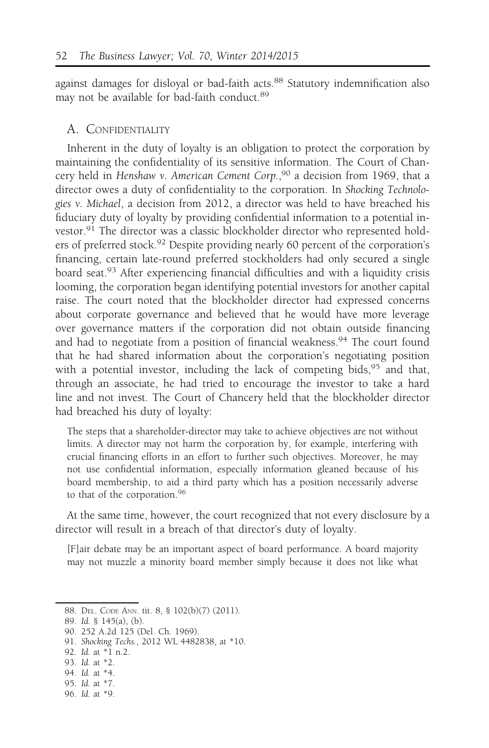against damages for disloyal or bad-faith acts.[88] Statutory indemnification also may not be available for bad-faith conduct.[89]

## A. Confidentiality

Inherent in the duty of loyalty is an obligation to protect the corporation by maintaining the confidentiality of its sensitive information. The Court of Chancery held in *Henshaw v. American Cement Corp.*,[90] a decision from 1969, that a director owes a duty of confidentiality to the corporation. In *Shocking Technologies v. Michael*, a decision from 2012, a director was held to have breached his fiduciary duty of loyalty by providing confidential information to a potential investor.[91] The director was a classic blockholder director who represented holders of preferred stock.[92] Despite providing nearly 60 percent of the corporation's financing, certain late-round preferred stockholders had only secured a single board seat.[93] After experiencing financial difficulties and with a liquidity crisis looming, the corporation began identifying potential investors for another capital raise. The court noted that the blockholder director had expressed concerns about corporate governance and believed that he would have more leverage over governance matters if the corporation did not obtain outside financing and had to negotiate from a position of financial weakness.[94] The court found that he had shared information about the corporation's negotiating position with a potential investor, including the lack of competing bids,[95] and that, through an associate, he had tried to encourage the investor to take a hard line and not invest. The Court of Chancery held that the blockholder director had breached his duty of loyalty:

> The steps that a shareholder-director may take to achieve objectives are not without limits. A director may not harm the corporation by, for example, interfering with crucial financing efforts in an effort to further such objectives. Moreover, he may not use confidential information, especially information gleaned because of his board membership, to aid a third party which has a position necessarily adverse to that of the corporation.[96]

At the same time, however, the court recognized that not every disclosure by a director will result in a breach of that director's duty of loyalty.

> [F]air debate may be an important aspect of board performance. A board majority may not muzzle a minority board member simply because it does not like what

88. Del. Code Ann. tit. 8, § 102(b)(7) (2011).
89. *Id.* § 145(a), (b).
90. 252 A.2d 125 (Del. Ch. 1969).
91. *Shocking Techs.*, 2012 WL 4482838, at *10.
92. *Id.* at *1 n.2.
93. *Id.* at *2.
94. *Id.* at *4.
95. *Id.* at *7.
96. *Id.* at *9.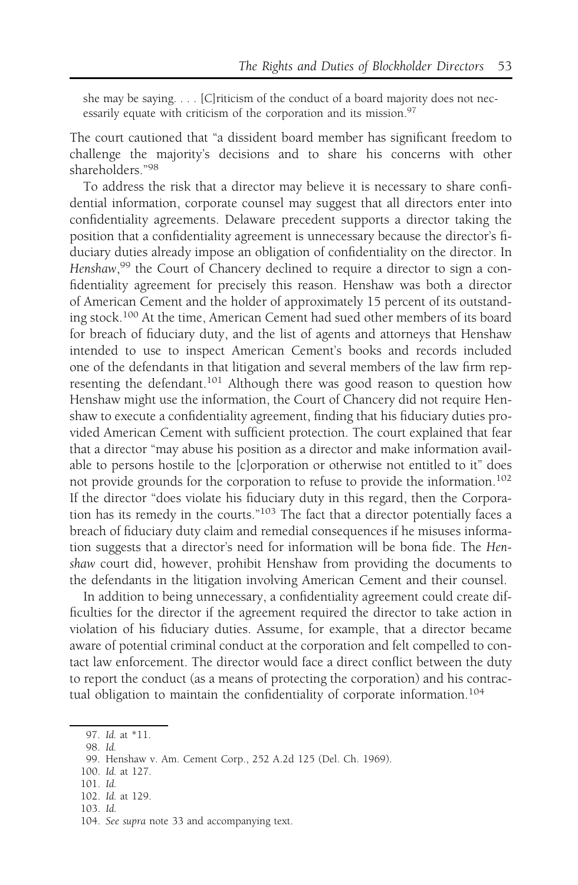she may be saying. . . . [C]riticism of the conduct of a board majority does not necessarily equate with criticism of the corporation and its mission.[97]

The court cautioned that "a dissident board member has significant freedom to challenge the majority's decisions and to share his concerns with other shareholders."[98]

To address the risk that a director may believe it is necessary to share confidential information, corporate counsel may suggest that all directors enter into confidentiality agreements. Delaware precedent supports a director taking the position that a confidentiality agreement is unnecessary because the director's fiduciary duties already impose an obligation of confidentiality on the director. In *Henshaw*,[99] the Court of Chancery declined to require a director to sign a confidentiality agreement for precisely this reason. Henshaw was both a director of American Cement and the holder of approximately 15 percent of its outstanding stock.[100] At the time, American Cement had sued other members of its board for breach of fiduciary duty, and the list of agents and attorneys that Henshaw intended to use to inspect American Cement's books and records included one of the defendants in that litigation and several members of the law firm representing the defendant.[101] Although there was good reason to question how Henshaw might use the information, the Court of Chancery did not require Henshaw to execute a confidentiality agreement, finding that his fiduciary duties provided American Cement with sufficient protection. The court explained that fear that a director "may abuse his position as a director and make information available to persons hostile to the [c]orporation or otherwise not entitled to it" does not provide grounds for the corporation to refuse to provide the information.[102] If the director "does violate his fiduciary duty in this regard, then the Corporation has its remedy in the courts."[103] The fact that a director potentially faces a breach of fiduciary duty claim and remedial consequences if he misuses information suggests that a director's need for information will be bona fide. The *Henshaw* court did, however, prohibit Henshaw from providing the documents to the defendants in the litigation involving American Cement and their counsel.

In addition to being unnecessary, a confidentiality agreement could create difficulties for the director if the agreement required the director to take action in violation of his fiduciary duties. Assume, for example, that a director became aware of potential criminal conduct at the corporation and felt compelled to contact law enforcement. The director would face a direct conflict between the duty to report the conduct (as a means of protecting the corporation) and his contractual obligation to maintain the confidentiality of corporate information.[104]

---

97. *Id.* at *11.

98. *Id.*

99. Henshaw v. Am. Cement Corp., 252 A.2d 125 (Del. Ch. 1969).

100. *Id.* at 127.

101. *Id.*

102. *Id.* at 129.

103. *Id.*

104. *See supra* note 33 and accompanying text.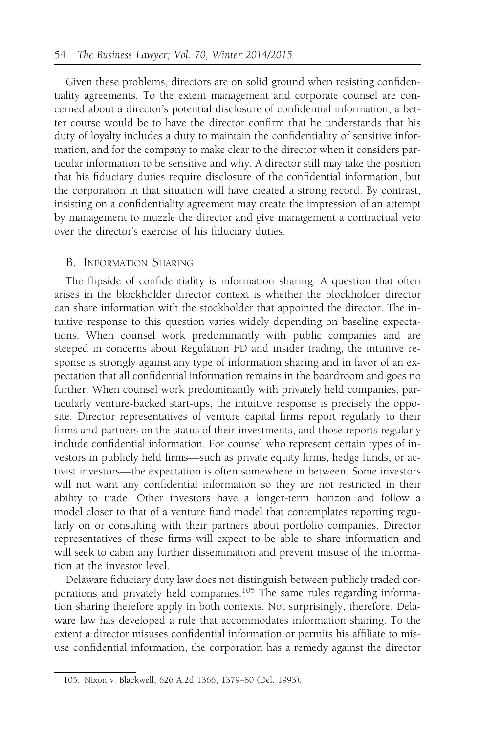Given these problems, directors are on solid ground when resisting confidentiality agreements. To the extent management and corporate counsel are concerned about a director's potential disclosure of confidential information, a better course would be to have the director confirm that he understands that his duty of loyalty includes a duty to maintain the confidentiality of sensitive information, and for the company to make clear to the director when it considers particular information to be sensitive and why. A director still may take the position that his fiduciary duties require disclosure of the confidential information, but the corporation in that situation will have created a strong record. By contrast, insisting on a confidentiality agreement may create the impression of an attempt by management to muzzle the director and give management a contractual veto over the director's exercise of his fiduciary duties.

## B. Information Sharing

The flipside of confidentiality is information sharing. A question that often arises in the blockholder director context is whether the blockholder director can share information with the stockholder that appointed the director. The intuitive response to this question varies widely depending on baseline expectations. When counsel work predominantly with public companies and are steeped in concerns about Regulation FD and insider trading, the intuitive response is strongly against any type of information sharing and in favor of an expectation that all confidential information remains in the boardroom and goes no further. When counsel work predominantly with privately held companies, particularly venture-backed start-ups, the intuitive response is precisely the opposite. Director representatives of venture capital firms report regularly to their firms and partners on the status of their investments, and those reports regularly include confidential information. For counsel who represent certain types of investors in publicly held firms—such as private equity firms, hedge funds, or activist investors—the expectation is often somewhere in between. Some investors will not want any confidential information so they are not restricted in their ability to trade. Other investors have a longer-term horizon and follow a model closer to that of a venture fund model that contemplates reporting regularly on or consulting with their partners about portfolio companies. Director representatives of these firms will expect to be able to share information and will seek to cabin any further dissemination and prevent misuse of the information at the investor level.

Delaware fiduciary duty law does not distinguish between publicly traded corporations and privately held companies.[105] The same rules regarding information sharing therefore apply in both contexts. Not surprisingly, therefore, Delaware law has developed a rule that accommodates information sharing. To the extent a director misuses confidential information or permits his affiliate to misuse confidential information, the corporation has a remedy against the director

105. Nixon v. Blackwell, 626 A.2d 1366, 1379–80 (Del. 1993).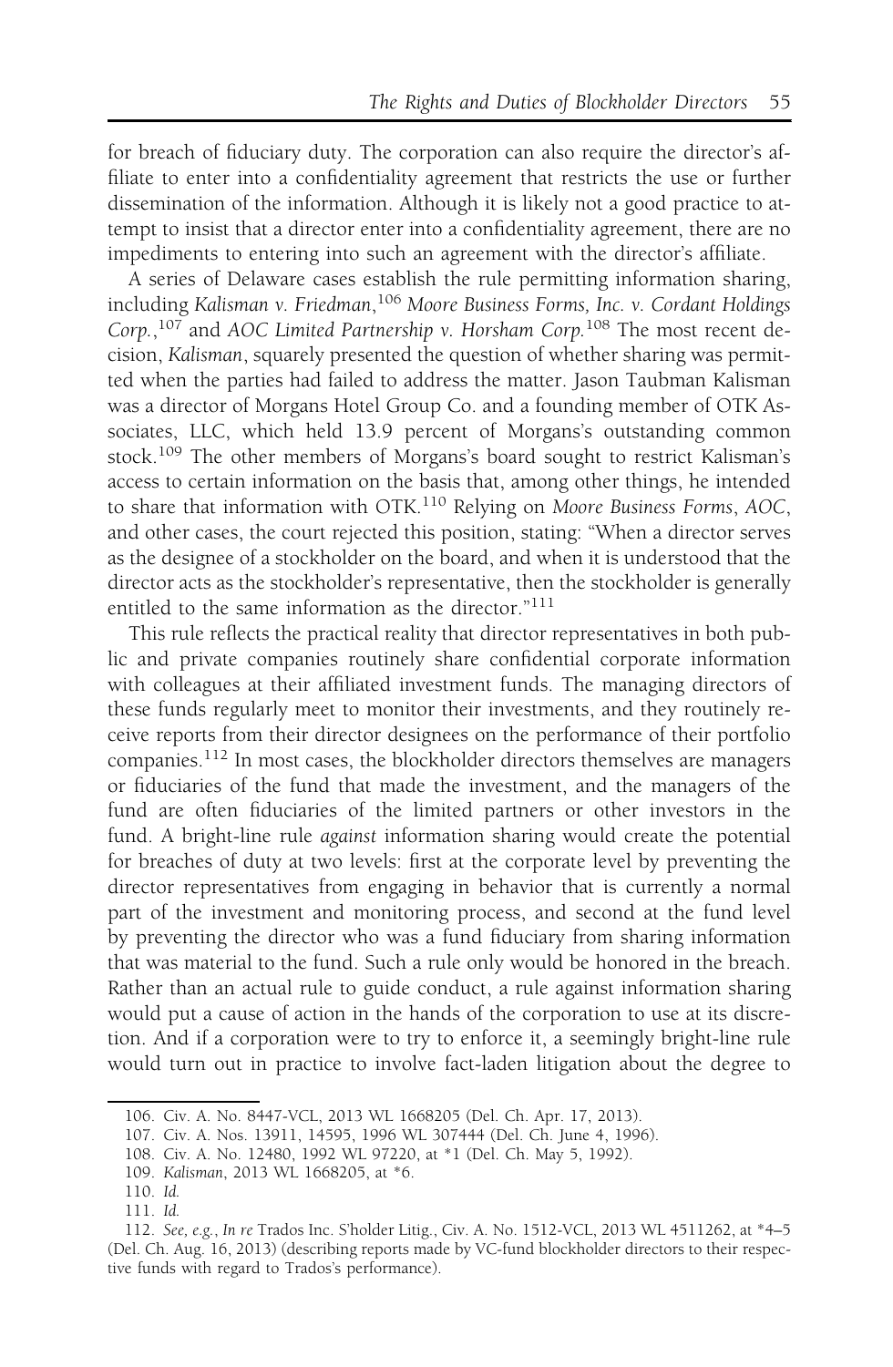for breach of fiduciary duty. The corporation can also require the director's affiliate to enter into a confidentiality agreement that restricts the use or further dissemination of the information. Although it is likely not a good practice to attempt to insist that a director enter into a confidentiality agreement, there are no impediments to entering into such an agreement with the director's affiliate.

A series of Delaware cases establish the rule permitting information sharing, including *Kalisman v. Friedman*,[106] *Moore Business Forms, Inc. v. Cordant Holdings Corp.*,[107] and *AOC Limited Partnership v. Horsham Corp.*[108] The most recent decision, *Kalisman*, squarely presented the question of whether sharing was permitted when the parties had failed to address the matter. Jason Taubman Kalisman was a director of Morgans Hotel Group Co. and a founding member of OTK Associates, LLC, which held 13.9 percent of Morgans's outstanding common stock.[109] The other members of Morgans's board sought to restrict Kalisman's access to certain information on the basis that, among other things, he intended to share that information with OTK.[110] Relying on *Moore Business Forms*, *AOC*, and other cases, the court rejected this position, stating: "When a director serves as the designee of a stockholder on the board, and when it is understood that the director acts as the stockholder's representative, then the stockholder is generally entitled to the same information as the director."[111]

This rule reflects the practical reality that director representatives in both public and private companies routinely share confidential corporate information with colleagues at their affiliated investment funds. The managing directors of these funds regularly meet to monitor their investments, and they routinely receive reports from their director designees on the performance of their portfolio companies.[112] In most cases, the blockholder directors themselves are managers or fiduciaries of the fund that made the investment, and the managers of the fund are often fiduciaries of the limited partners or other investors in the fund. A bright-line rule *against* information sharing would create the potential for breaches of duty at two levels: first at the corporate level by preventing the director representatives from engaging in behavior that is currently a normal part of the investment and monitoring process, and second at the fund level by preventing the director who was a fund fiduciary from sharing information that was material to the fund. Such a rule only would be honored in the breach. Rather than an actual rule to guide conduct, a rule against information sharing would put a cause of action in the hands of the corporation to use at its discretion. And if a corporation were to try to enforce it, a seemingly bright-line rule would turn out in practice to involve fact-laden litigation about the degree to

---

106. Civ. A. No. 8447-VCL, 2013 WL 1668205 (Del. Ch. Apr. 17, 2013).

107. Civ. A. Nos. 13911, 14595, 1996 WL 307444 (Del. Ch. June 4, 1996).

108. Civ. A. No. 12480, 1992 WL 97220, at *1 (Del. Ch. May 5, 1992).

109. *Kalisman*, 2013 WL 1668205, at *6.

110. *Id.*

111. *Id.*

112. *See, e.g.*, *In re* Trados Inc. S'holder Litig., Civ. A. No. 1512-VCL, 2013 WL 4511262, at *4–5 (Del. Ch. Aug. 16, 2013) (describing reports made by VC-fund blockholder directors to their respective funds with regard to Trados's performance).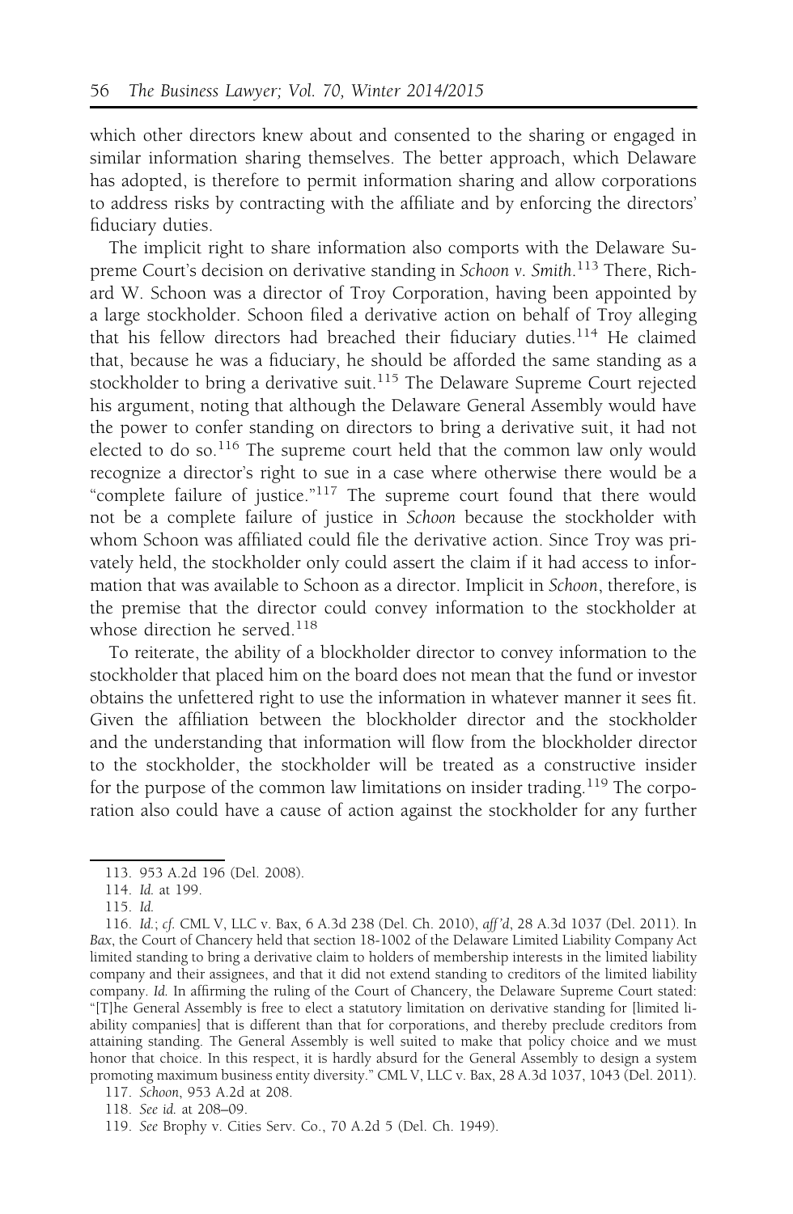which other directors knew about and consented to the sharing or engaged in similar information sharing themselves. The better approach, which Delaware has adopted, is therefore to permit information sharing and allow corporations to address risks by contracting with the affiliate and by enforcing the directors' fiduciary duties.

The implicit right to share information also comports with the Delaware Supreme Court's decision on derivative standing in *Schoon v. Smith*.[113] There, Richard W. Schoon was a director of Troy Corporation, having been appointed by a large stockholder. Schoon filed a derivative action on behalf of Troy alleging that his fellow directors had breached their fiduciary duties.[114] He claimed that, because he was a fiduciary, he should be afforded the same standing as a stockholder to bring a derivative suit.[115] The Delaware Supreme Court rejected his argument, noting that although the Delaware General Assembly would have the power to confer standing on directors to bring a derivative suit, it had not elected to do so.[116] The supreme court held that the common law only would recognize a director's right to sue in a case where otherwise there would be a "complete failure of justice."[117] The supreme court found that there would not be a complete failure of justice in *Schoon* because the stockholder with whom Schoon was affiliated could file the derivative action. Since Troy was privately held, the stockholder only could assert the claim if it had access to information that was available to Schoon as a director. Implicit in *Schoon*, therefore, is the premise that the director could convey information to the stockholder at whose direction he served.[118]

To reiterate, the ability of a blockholder director to convey information to the stockholder that placed him on the board does not mean that the fund or investor obtains the unfettered right to use the information in whatever manner it sees fit. Given the affiliation between the blockholder director and the stockholder and the understanding that information will flow from the blockholder director to the stockholder, the stockholder will be treated as a constructive insider for the purpose of the common law limitations on insider trading.[119] The corporation also could have a cause of action against the stockholder for any further

---

113. 953 A.2d 196 (Del. 2008).

114. *Id.* at 199.

115. *Id.*

116. *Id.*; *cf.* CML V, LLC v. Bax, 6 A.3d 238 (Del. Ch. 2010), *aff'd*, 28 A.3d 1037 (Del. 2011). In *Bax*, the Court of Chancery held that section 18-1002 of the Delaware Limited Liability Company Act limited standing to bring a derivative claim to holders of membership interests in the limited liability company and their assignees, and that it did not extend standing to creditors of the limited liability company. *Id.* In affirming the ruling of the Court of Chancery, the Delaware Supreme Court stated: "[T]he General Assembly is free to elect a statutory limitation on derivative standing for [limited liability companies] that is different than that for corporations, and thereby preclude creditors from attaining standing. The General Assembly is well suited to make that policy choice and we must honor that choice. In this respect, it is hardly absurd for the General Assembly to design a system promoting maximum business entity diversity." CML V, LLC v. Bax, 28 A.3d 1037, 1043 (Del. 2011).

117. *Schoon*, 953 A.2d at 208.

118. *See id.* at 208–09.

119. *See* Brophy v. Cities Serv. Co., 70 A.2d 5 (Del. Ch. 1949).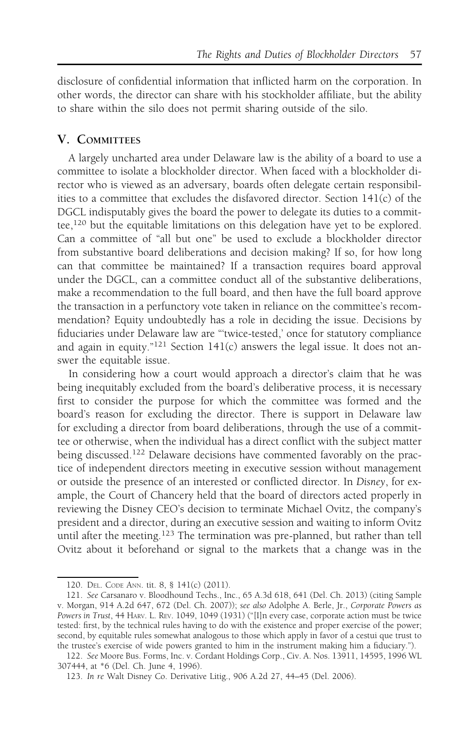disclosure of confidential information that inflicted harm on the corporation. In other words, the director can share with his stockholder affiliate, but the ability to share within the silo does not permit sharing outside of the silo.

## V. Committees

A largely uncharted area under Delaware law is the ability of a board to use a committee to isolate a blockholder director. When faced with a blockholder director who is viewed as an adversary, boards often delegate certain responsibilities to a committee that excludes the disfavored director. Section 141(c) of the DGCL indisputably gives the board the power to delegate its duties to a committee,[120] but the equitable limitations on this delegation have yet to be explored. Can a committee of "all but one" be used to exclude a blockholder director from substantive board deliberations and decision making? If so, for how long can that committee be maintained? If a transaction requires board approval under the DGCL, can a committee conduct all of the substantive deliberations, make a recommendation to the full board, and then have the full board approve the transaction in a perfunctory vote taken in reliance on the committee's recommendation? Equity undoubtedly has a role in deciding the issue. Decisions by fiduciaries under Delaware law are "'twice-tested,' once for statutory compliance and again in equity."[121] Section 141(c) answers the legal issue. It does not answer the equitable issue.

In considering how a court would approach a director's claim that he was being inequitably excluded from the board's deliberative process, it is necessary first to consider the purpose for which the committee was formed and the board's reason for excluding the director. There is support in Delaware law for excluding a director from board deliberations, through the use of a committee or otherwise, when the individual has a direct conflict with the subject matter being discussed.[122] Delaware decisions have commented favorably on the practice of independent directors meeting in executive session without management or outside the presence of an interested or conflicted director. In *Disney*, for example, the Court of Chancery held that the board of directors acted properly in reviewing the Disney CEO's decision to terminate Michael Ovitz, the company's president and a director, during an executive session and waiting to inform Ovitz until after the meeting.[123] The termination was pre-planned, but rather than tell Ovitz about it beforehand or signal to the markets that a change was in the

---

120. Del. Code Ann. tit. 8, § 141(c) (2011).

121. *See* Carsanaro v. Bloodhound Techs., Inc., 65 A.3d 618, 641 (Del. Ch. 2013) (citing Sample v. Morgan, 914 A.2d 647, 672 (Del. Ch. 2007)); *see also* Adolphe A. Berle, Jr., *Corporate Powers as Powers in Trust*, 44 Harv. L. Rev. 1049, 1049 (1931) ("[I]n every case, corporate action must be twice tested: first, by the technical rules having to do with the existence and proper exercise of the power; second, by equitable rules somewhat analogous to those which apply in favor of a cestui que trust to the trustee's exercise of wide powers granted to him in the instrument making him a fiduciary.").

122. *See* Moore Bus. Forms, Inc. v. Cordant Holdings Corp., Civ. A. Nos. 13911, 14595, 1996 WL 307444, at *6 (Del. Ch. June 4, 1996).

123. *In re* Walt Disney Co. Derivative Litig., 906 A.2d 27, 44–45 (Del. 2006).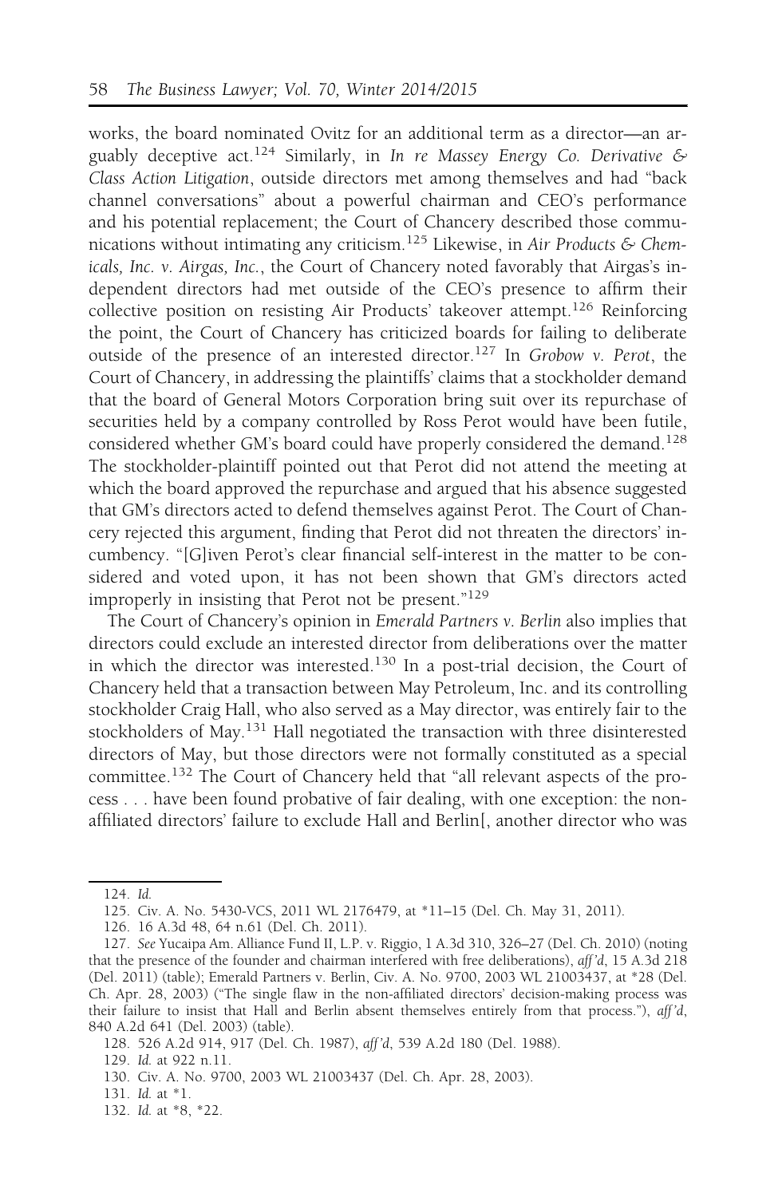works, the board nominated Ovitz for an additional term as a director—an arguably deceptive act.[124] Similarly, in *In re Massey Energy Co. Derivative & Class Action Litigation*, outside directors met among themselves and had "back channel conversations" about a powerful chairman and CEO's performance and his potential replacement; the Court of Chancery described those communications without intimating any criticism.[125] Likewise, in *Air Products & Chemicals, Inc. v. Airgas, Inc.*, the Court of Chancery noted favorably that Airgas's independent directors had met outside of the CEO's presence to affirm their collective position on resisting Air Products' takeover attempt.[126] Reinforcing the point, the Court of Chancery has criticized boards for failing to deliberate outside of the presence of an interested director.[127] In *Grobow v. Perot*, the Court of Chancery, in addressing the plaintiffs' claims that a stockholder demand that the board of General Motors Corporation bring suit over its repurchase of securities held by a company controlled by Ross Perot would have been futile, considered whether GM's board could have properly considered the demand.[128] The stockholder-plaintiff pointed out that Perot did not attend the meeting at which the board approved the repurchase and argued that his absence suggested that GM's directors acted to defend themselves against Perot. The Court of Chancery rejected this argument, finding that Perot did not threaten the directors' incumbency. "[G]iven Perot's clear financial self-interest in the matter to be considered and voted upon, it has not been shown that GM's directors acted improperly in insisting that Perot not be present."[129]

The Court of Chancery's opinion in *Emerald Partners v. Berlin* also implies that directors could exclude an interested director from deliberations over the matter in which the director was interested.[130] In a post-trial decision, the Court of Chancery held that a transaction between May Petroleum, Inc. and its controlling stockholder Craig Hall, who also served as a May director, was entirely fair to the stockholders of May.[131] Hall negotiated the transaction with three disinterested directors of May, but those directors were not formally constituted as a special committee.[132] The Court of Chancery held that "all relevant aspects of the process . . . have been found probative of fair dealing, with one exception: the non-affiliated directors' failure to exclude Hall and Berlin[, another director who was

---

124. *Id.*

125. Civ. A. No. 5430-VCS, 2011 WL 2176479, at *11–15 (Del. Ch. May 31, 2011).

126. 16 A.3d 48, 64 n.61 (Del. Ch. 2011).

127. *See* Yucaipa Am. Alliance Fund II, L.P. v. Riggio, 1 A.3d 310, 326–27 (Del. Ch. 2010) (noting that the presence of the founder and chairman interfered with free deliberations), *aff'd*, 15 A.3d 218 (Del. 2011) (table); Emerald Partners v. Berlin, Civ. A. No. 9700, 2003 WL 21003437, at *28 (Del. Ch. Apr. 28, 2003) ("The single flaw in the non-affiliated directors' decision-making process was their failure to insist that Hall and Berlin absent themselves entirely from that process."), *aff'd*, 840 A.2d 641 (Del. 2003) (table).

128. 526 A.2d 914, 917 (Del. Ch. 1987), *aff'd*, 539 A.2d 180 (Del. 1988).

129. *Id.* at 922 n.11.

130. Civ. A. No. 9700, 2003 WL 21003437 (Del. Ch. Apr. 28, 2003).

131. *Id.* at *1.

132. *Id.* at *8, *22.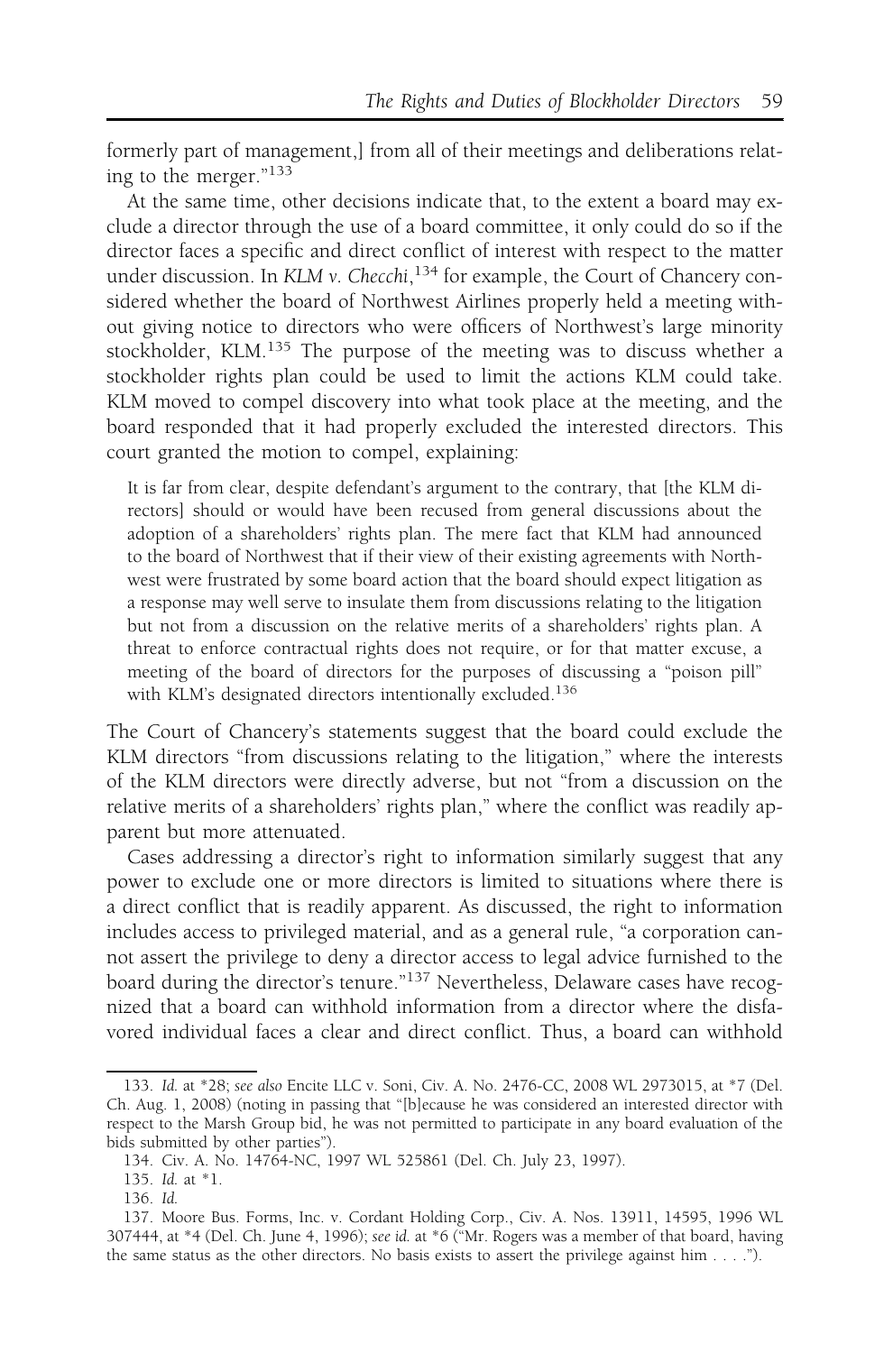formerly part of management,] from all of their meetings and deliberations relating to the merger."[133]

At the same time, other decisions indicate that, to the extent a board may exclude a director through the use of a board committee, it only could do so if the director faces a specific and direct conflict of interest with respect to the matter under discussion. In *KLM v. Checchi*,[134] for example, the Court of Chancery considered whether the board of Northwest Airlines properly held a meeting without giving notice to directors who were officers of Northwest's large minority stockholder, KLM.[135] The purpose of the meeting was to discuss whether a stockholder rights plan could be used to limit the actions KLM could take. KLM moved to compel discovery into what took place at the meeting, and the board responded that it had properly excluded the interested directors. This court granted the motion to compel, explaining:

> It is far from clear, despite defendant's argument to the contrary, that [the KLM directors] should or would have been recused from general discussions about the adoption of a shareholders' rights plan. The mere fact that KLM had announced to the board of Northwest that if their view of their existing agreements with Northwest were frustrated by some board action that the board should expect litigation as a response may well serve to insulate them from discussions relating to the litigation but not from a discussion on the relative merits of a shareholders' rights plan. A threat to enforce contractual rights does not require, or for that matter excuse, a meeting of the board of directors for the purposes of discussing a "poison pill" with KLM's designated directors intentionally excluded.[136]

The Court of Chancery's statements suggest that the board could exclude the KLM directors "from discussions relating to the litigation," where the interests of the KLM directors were directly adverse, but not "from a discussion on the relative merits of a shareholders' rights plan," where the conflict was readily apparent but more attenuated.

Cases addressing a director's right to information similarly suggest that any power to exclude one or more directors is limited to situations where there is a direct conflict that is readily apparent. As discussed, the right to information includes access to privileged material, and as a general rule, "a corporation cannot assert the privilege to deny a director access to legal advice furnished to the board during the director's tenure."[137] Nevertheless, Delaware cases have recognized that a board can withhold information from a director where the disfavored individual faces a clear and direct conflict. Thus, a board can withhold

---

133. *Id.* at *28; *see also* Encite LLC v. Soni, Civ. A. No. 2476-CC, 2008 WL 2973015, at *7 (Del. Ch. Aug. 1, 2008) (noting in passing that "[b]ecause he was considered an interested director with respect to the Marsh Group bid, he was not permitted to participate in any board evaluation of the bids submitted by other parties").

134. Civ. A. No. 14764-NC, 1997 WL 525861 (Del. Ch. July 23, 1997).

135. *Id.* at *1.

136. *Id.*

137. Moore Bus. Forms, Inc. v. Cordant Holding Corp., Civ. A. Nos. 13911, 14595, 1996 WL 307444, at *4 (Del. Ch. June 4, 1996); *see id.* at *6 ("Mr. Rogers was a member of that board, having the same status as the other directors. No basis exists to assert the privilege against him . . . .").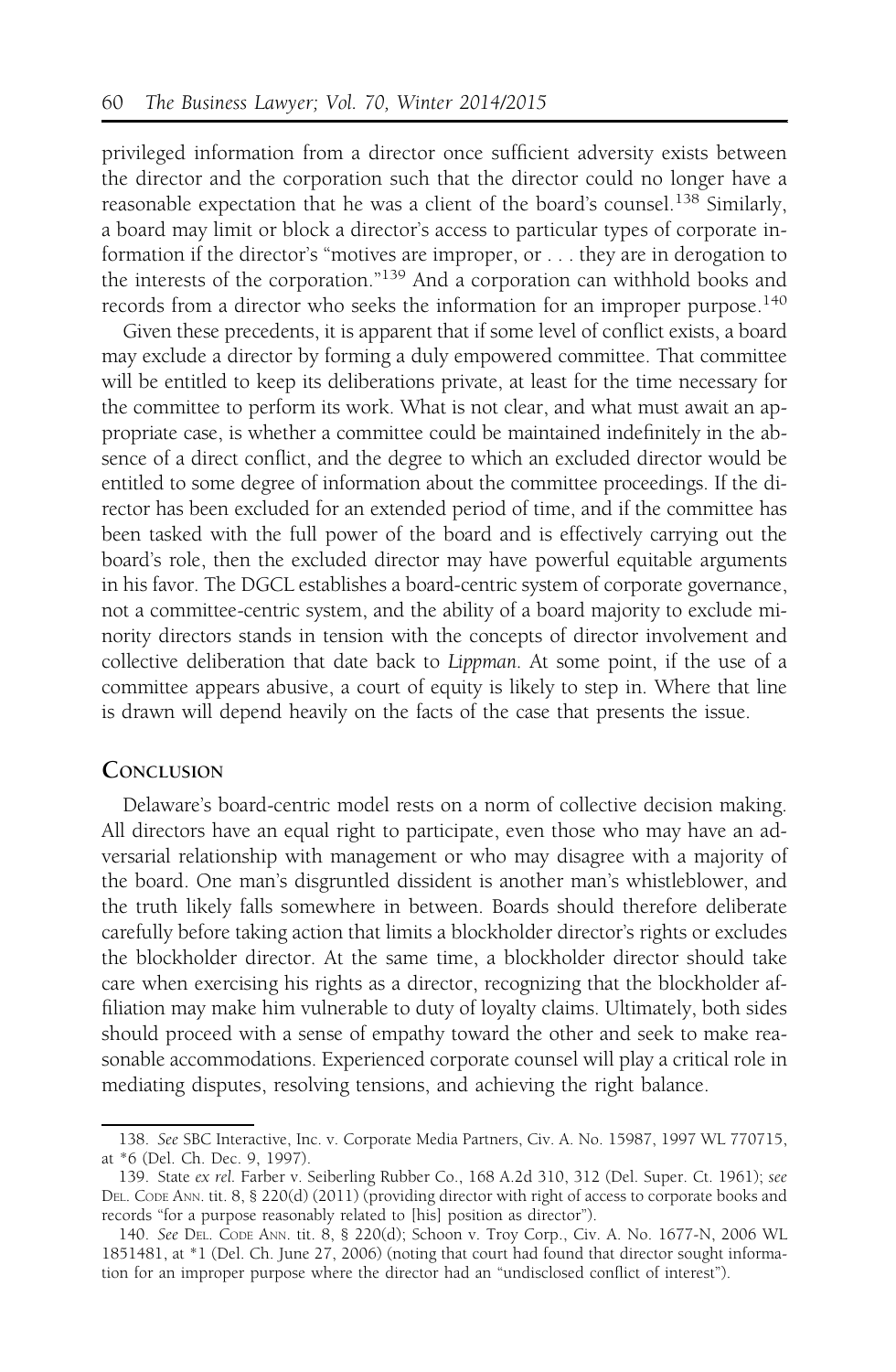privileged information from a director once sufficient adversity exists between the director and the corporation such that the director could no longer have a reasonable expectation that he was a client of the board's counsel.[138] Similarly, a board may limit or block a director's access to particular types of corporate information if the director's "motives are improper, or . . . they are in derogation to the interests of the corporation."[139] And a corporation can withhold books and records from a director who seeks the information for an improper purpose.[140]

Given these precedents, it is apparent that if some level of conflict exists, a board may exclude a director by forming a duly empowered committee. That committee will be entitled to keep its deliberations private, at least for the time necessary for the committee to perform its work. What is not clear, and what must await an appropriate case, is whether a committee could be maintained indefinitely in the absence of a direct conflict, and the degree to which an excluded director would be entitled to some degree of information about the committee proceedings. If the director has been excluded for an extended period of time, and if the committee has been tasked with the full power of the board and is effectively carrying out the board's role, then the excluded director may have powerful equitable arguments in his favor. The DGCL establishes a board-centric system of corporate governance, not a committee-centric system, and the ability of a board majority to exclude minority directors stands in tension with the concepts of director involvement and collective deliberation that date back to *Lippman*. At some point, if the use of a committee appears abusive, a court of equity is likely to step in. Where that line is drawn will depend heavily on the facts of the case that presents the issue.

## Conclusion

Delaware's board-centric model rests on a norm of collective decision making. All directors have an equal right to participate, even those who may have an adversarial relationship with management or who may disagree with a majority of the board. One man's disgruntled dissident is another man's whistleblower, and the truth likely falls somewhere in between. Boards should therefore deliberate carefully before taking action that limits a blockholder director's rights or excludes the blockholder director. At the same time, a blockholder director should take care when exercising his rights as a director, recognizing that the blockholder affiliation may make him vulnerable to duty of loyalty claims. Ultimately, both sides should proceed with a sense of empathy toward the other and seek to make reasonable accommodations. Experienced corporate counsel will play a critical role in mediating disputes, resolving tensions, and achieving the right balance.

---

138. *See* SBC Interactive, Inc. v. Corporate Media Partners, Civ. A. No. 15987, 1997 WL 770715, at *6 (Del. Ch. Dec. 9, 1997).

139. State *ex rel.* Farber v. Seiberling Rubber Co., 168 A.2d 310, 312 (Del. Super. Ct. 1961); *see* Del. Code Ann. tit. 8, § 220(d) (2011) (providing director with right of access to corporate books and records "for a purpose reasonably related to [his] position as director").

140. *See* Del. Code Ann. tit. 8, § 220(d); Schoon v. Troy Corp., Civ. A. No. 1677-N, 2006 WL 1851481, at *1 (Del. Ch. June 27, 2006) (noting that court had found that director sought information for an improper purpose where the director had an "undisclosed conflict of interest").